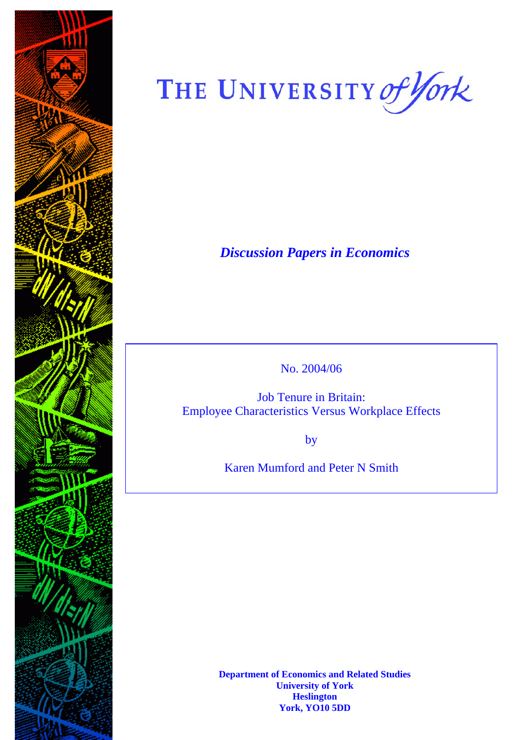# THE UNIVERSITY *of York*

***Discussion Papers in Economics***

No. 2004/06

Job Tenure in Britain:
Employee Characteristics Versus Workplace Effects

by

Karen Mumford and Peter N Smith

**Department of Economics and Related Studies**
**University of York**
**Heslington**
**York, YO10 5DD**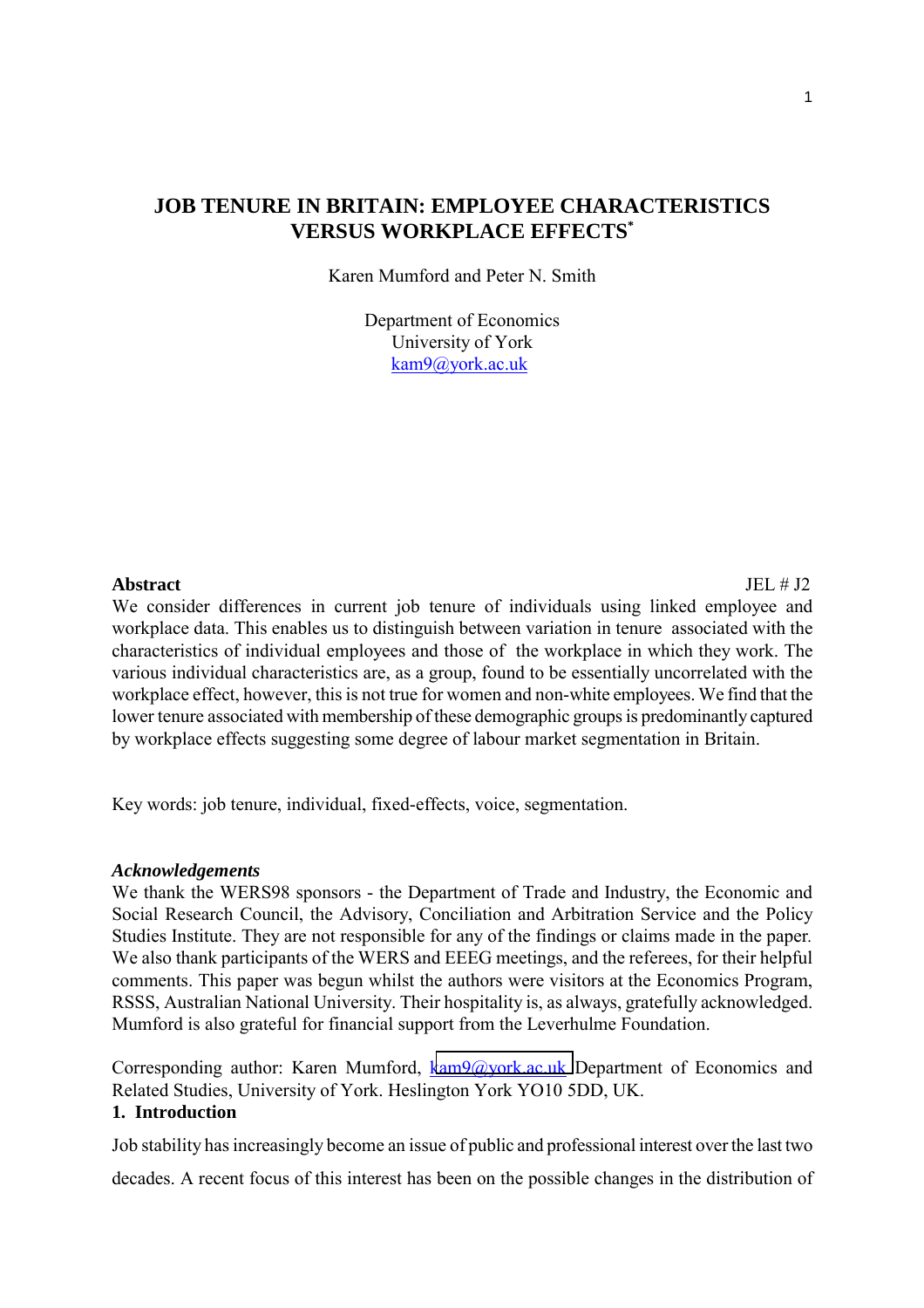# JOB TENURE IN BRITAIN: EMPLOYEE CHARACTERISTICS VERSUS WORKPLACE EFFECTS*

Karen Mumford and Peter N. Smith

Department of Economics
University of York
kam9@york.ac.uk

**Abstract** JEL # J2

We consider differences in current job tenure of individuals using linked employee and workplace data. This enables us to distinguish between variation in tenure associated with the characteristics of individual employees and those of the workplace in which they work. The various individual characteristics are, as a group, found to be essentially uncorrelated with the workplace effect, however, this is not true for women and non-white employees. We find that the lower tenure associated with membership of these demographic groups is predominantly captured by workplace effects suggesting some degree of labour market segmentation in Britain.

Key words: job tenure, individual, fixed-effects, voice, segmentation.

***Acknowledgements***

We thank the WERS98 sponsors - the Department of Trade and Industry, the Economic and Social Research Council, the Advisory, Conciliation and Arbitration Service and the Policy Studies Institute. They are not responsible for any of the findings or claims made in the paper. We also thank participants of the WERS and EEEG meetings, and the referees, for their helpful comments. This paper was begun whilst the authors were visitors at the Economics Program, RSSS, Australian National University. Their hospitality is, as always, gratefully acknowledged. Mumford is also grateful for financial support from the Leverhulme Foundation.

Corresponding author: Karen Mumford, kam9@york.ac.uk Department of Economics and Related Studies, University of York. Heslington York YO10 5DD, UK.

## 1. Introduction

Job stability has increasingly become an issue of public and professional interest over the last two decades. A recent focus of this interest has been on the possible changes in the distribution of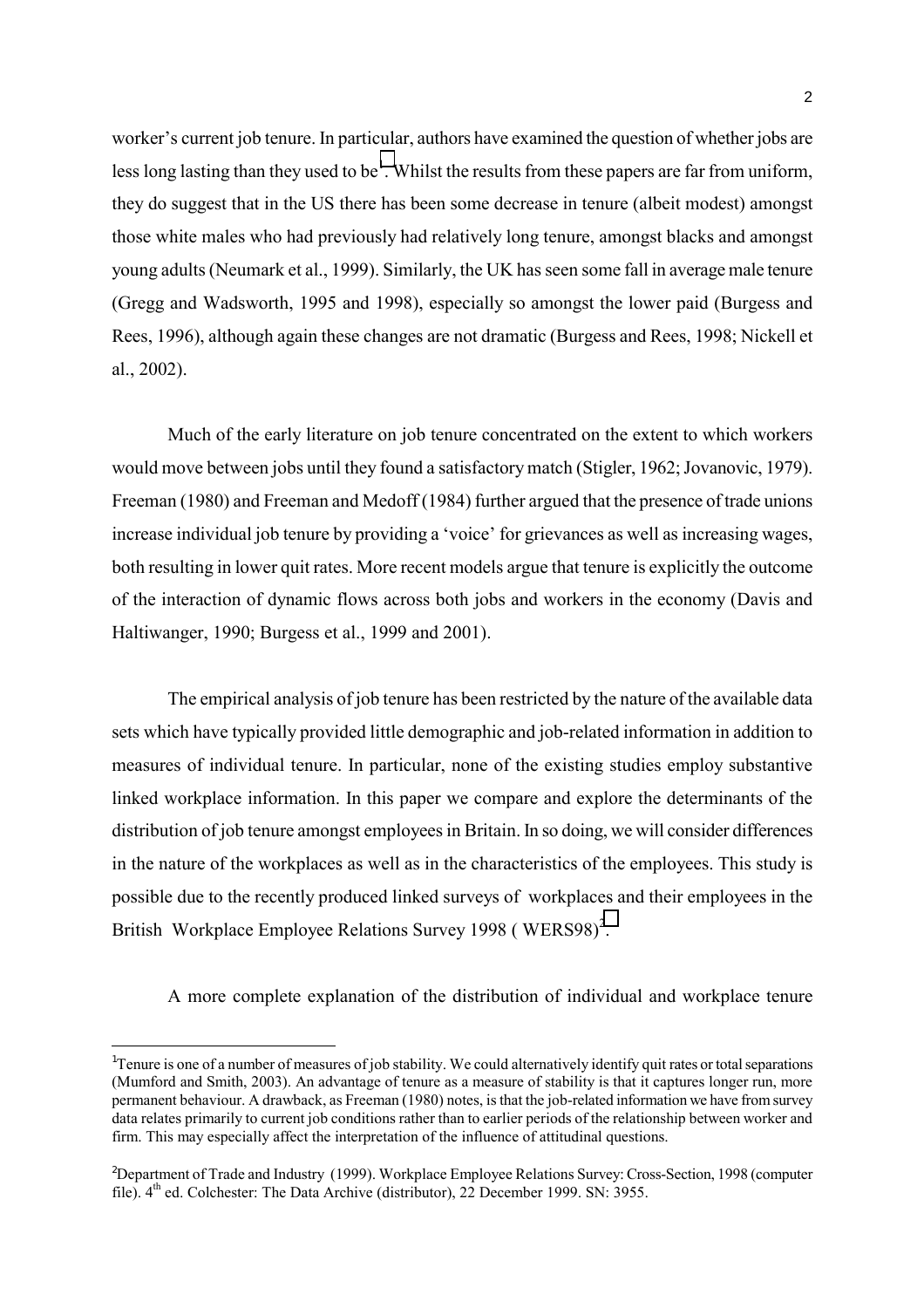worker's current job tenure. In particular, authors have examined the question of whether jobs are less long lasting than they used to be[1]. Whilst the results from these papers are far from uniform, they do suggest that in the US there has been some decrease in tenure (albeit modest) amongst those white males who had previously had relatively long tenure, amongst blacks and amongst young adults (Neumark et al., 1999). Similarly, the UK has seen some fall in average male tenure (Gregg and Wadsworth, 1995 and 1998), especially so amongst the lower paid (Burgess and Rees, 1996), although again these changes are not dramatic (Burgess and Rees, 1998; Nickell et al., 2002).

Much of the early literature on job tenure concentrated on the extent to which workers would move between jobs until they found a satisfactory match (Stigler, 1962; Jovanovic, 1979). Freeman (1980) and Freeman and Medoff (1984) further argued that the presence of trade unions increase individual job tenure by providing a 'voice' for grievances as well as increasing wages, both resulting in lower quit rates. More recent models argue that tenure is explicitly the outcome of the interaction of dynamic flows across both jobs and workers in the economy (Davis and Haltiwanger, 1990; Burgess et al., 1999 and 2001).

The empirical analysis of job tenure has been restricted by the nature of the available data sets which have typically provided little demographic and job-related information in addition to measures of individual tenure. In particular, none of the existing studies employ substantive linked workplace information. In this paper we compare and explore the determinants of the distribution of job tenure amongst employees in Britain. In so doing, we will consider differences in the nature of the workplaces as well as in the characteristics of the employees. This study is possible due to the recently produced linked surveys of workplaces and their employees in the British Workplace Employee Relations Survey 1998 ( WERS98)[2].

A more complete explanation of the distribution of individual and workplace tenure

---

[1]Tenure is one of a number of measures of job stability. We could alternatively identify quit rates or total separations (Mumford and Smith, 2003). An advantage of tenure as a measure of stability is that it captures longer run, more permanent behaviour. A drawback, as Freeman (1980) notes, is that the job-related information we have from survey data relates primarily to current job conditions rather than to earlier periods of the relationship between worker and firm. This may especially affect the interpretation of the influence of attitudinal questions.

[2]Department of Trade and Industry (1999). Workplace Employee Relations Survey: Cross-Section, 1998 (computer file). 4th ed. Colchester: The Data Archive (distributor), 22 December 1999. SN: 3955.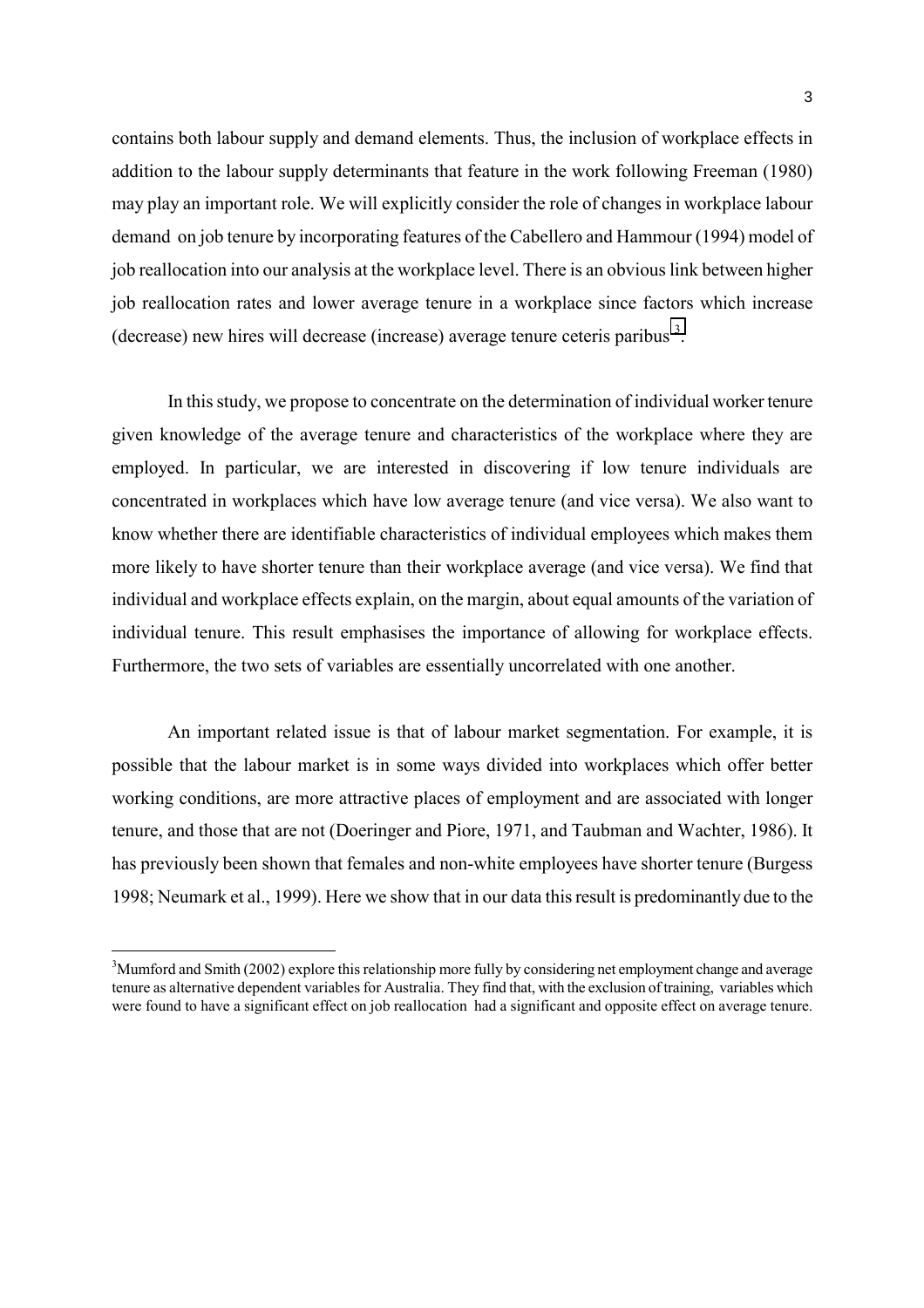contains both labour supply and demand elements. Thus, the inclusion of workplace effects in addition to the labour supply determinants that feature in the work following Freeman (1980) may play an important role. We will explicitly consider the role of changes in workplace labour demand on job tenure by incorporating features of the Cabellero and Hammour (1994) model of job reallocation into our analysis at the workplace level. There is an obvious link between higher job reallocation rates and lower average tenure in a workplace since factors which increase (decrease) new hires will decrease (increase) average tenure ceteris paribus[3].

In this study, we propose to concentrate on the determination of individual worker tenure given knowledge of the average tenure and characteristics of the workplace where they are employed. In particular, we are interested in discovering if low tenure individuals are concentrated in workplaces which have low average tenure (and vice versa). We also want to know whether there are identifiable characteristics of individual employees which makes them more likely to have shorter tenure than their workplace average (and vice versa). We find that individual and workplace effects explain, on the margin, about equal amounts of the variation of individual tenure. This result emphasises the importance of allowing for workplace effects. Furthermore, the two sets of variables are essentially uncorrelated with one another.

An important related issue is that of labour market segmentation. For example, it is possible that the labour market is in some ways divided into workplaces which offer better working conditions, are more attractive places of employment and are associated with longer tenure, and those that are not (Doeringer and Piore, 1971, and Taubman and Wachter, 1986). It has previously been shown that females and non-white employees have shorter tenure (Burgess 1998; Neumark et al., 1999). Here we show that in our data this result is predominantly due to the

[3]Mumford and Smith (2002) explore this relationship more fully by considering net employment change and average tenure as alternative dependent variables for Australia. They find that, with the exclusion of training, variables which were found to have a significant effect on job reallocation had a significant and opposite effect on average tenure.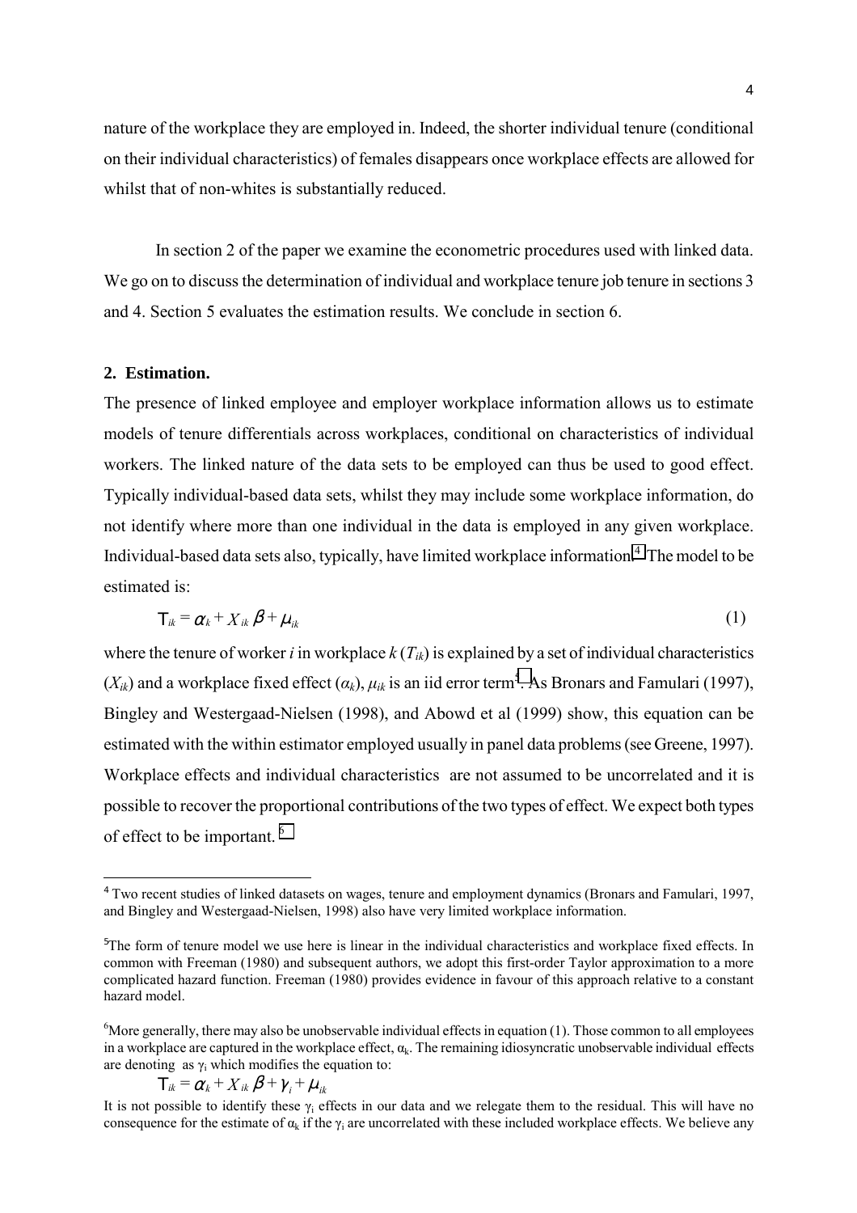nature of the workplace they are employed in. Indeed, the shorter individual tenure (conditional on their individual characteristics) of females disappears once workplace effects are allowed for whilst that of non-whites is substantially reduced.

In section 2 of the paper we examine the econometric procedures used with linked data. We go on to discuss the determination of individual and workplace tenure job tenure in sections 3 and 4. Section 5 evaluates the estimation results. We conclude in section 6.

## 2. Estimation.

The presence of linked employee and employer workplace information allows us to estimate models of tenure differentials across workplaces, conditional on characteristics of individual workers. The linked nature of the data sets to be employed can thus be used to good effect. Typically individual-based data sets, whilst they may include some workplace information, do not identify where more than one individual in the data is employed in any given workplace. Individual-based data sets also, typically, have limited workplace information.[4] The model to be estimated is:

$$T_{ik} = \alpha_k + X_{ik}\beta + \mu_{ik} \tag{1}$$

where the tenure of worker *i* in workplace *k* ($T_{ik}$) is explained by a set of individual characteristics ($X_{ik}$) and a workplace fixed effect ($\alpha_k$), $\mu_{ik}$ is an iid error term[5]. As Bronars and Famulari (1997), Bingley and Westergaad-Nielsen (1998), and Abowd et al (1999) show, this equation can be estimated with the within estimator employed usually in panel data problems (see Greene, 1997). Workplace effects and individual characteristics are not assumed to be uncorrelated and it is possible to recover the proportional contributions of the two types of effect. We expect both types of effect to be important. [6]

---

[4] Two recent studies of linked datasets on wages, tenure and employment dynamics (Bronars and Famulari, 1997, and Bingley and Westergaad-Nielsen, 1998) also have very limited workplace information.

[5] The form of tenure model we use here is linear in the individual characteristics and workplace fixed effects. In common with Freeman (1980) and subsequent authors, we adopt this first-order Taylor approximation to a more complicated hazard function. Freeman (1980) provides evidence in favour of this approach relative to a constant hazard model.

[6] More generally, there may also be unobservable individual effects in equation (1). Those common to all employees in a workplace are captured in the workplace effect, $\alpha_k$. The remaining idiosyncratic unobservable individual effects are denoting as $\gamma_i$ which modifies the equation to:

$$T_{ik} = \alpha_k + X_{ik}\beta + \gamma_i + \mu_{ik}$$

It is not possible to identify these $\gamma_i$ effects in our data and we relegate them to the residual. This will have no consequence for the estimate of $\alpha_k$ if the $\gamma_i$ are uncorrelated with these included workplace effects. We believe any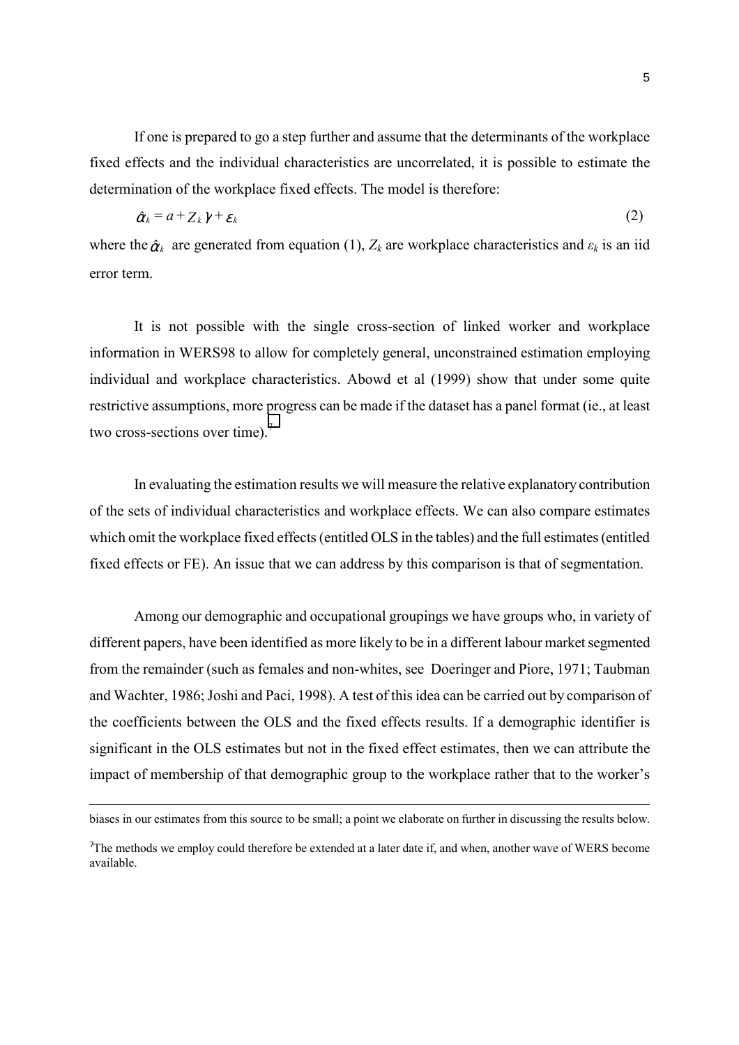If one is prepared to go a step further and assume that the determinants of the workplace fixed effects and the individual characteristics are uncorrelated, it is possible to estimate the determination of the workplace fixed effects. The model is therefore:

$$\hat{\alpha}_k = a + Z_k \gamma + \varepsilon_k \tag{2}$$

where the $\hat{\alpha}_k$ are generated from equation (1), $Z_k$ are workplace characteristics and $\varepsilon_k$ is an iid error term.

It is not possible with the single cross-section of linked worker and workplace information in WERS98 to allow for completely general, unconstrained estimation employing individual and workplace characteristics. Abowd et al (1999) show that under some quite restrictive assumptions, more progress can be made if the dataset has a panel format (ie., at least two cross-sections over time).[7]

In evaluating the estimation results we will measure the relative explanatory contribution of the sets of individual characteristics and workplace effects. We can also compare estimates which omit the workplace fixed effects (entitled OLS in the tables) and the full estimates (entitled fixed effects or FE). An issue that we can address by this comparison is that of segmentation.

Among our demographic and occupational groupings we have groups who, in variety of different papers, have been identified as more likely to be in a different labour market segmented from the remainder (such as females and non-whites, see Doeringer and Piore, 1971; Taubman and Wachter, 1986; Joshi and Paci, 1998). A test of this idea can be carried out by comparison of the coefficients between the OLS and the fixed effects results. If a demographic identifier is significant in the OLS estimates but not in the fixed effect estimates, then we can attribute the impact of membership of that demographic group to the workplace rather that to the worker's

---

biases in our estimates from this source to be small; a point we elaborate on further in discussing the results below.

[7]The methods we employ could therefore be extended at a later date if, and when, another wave of WERS become available.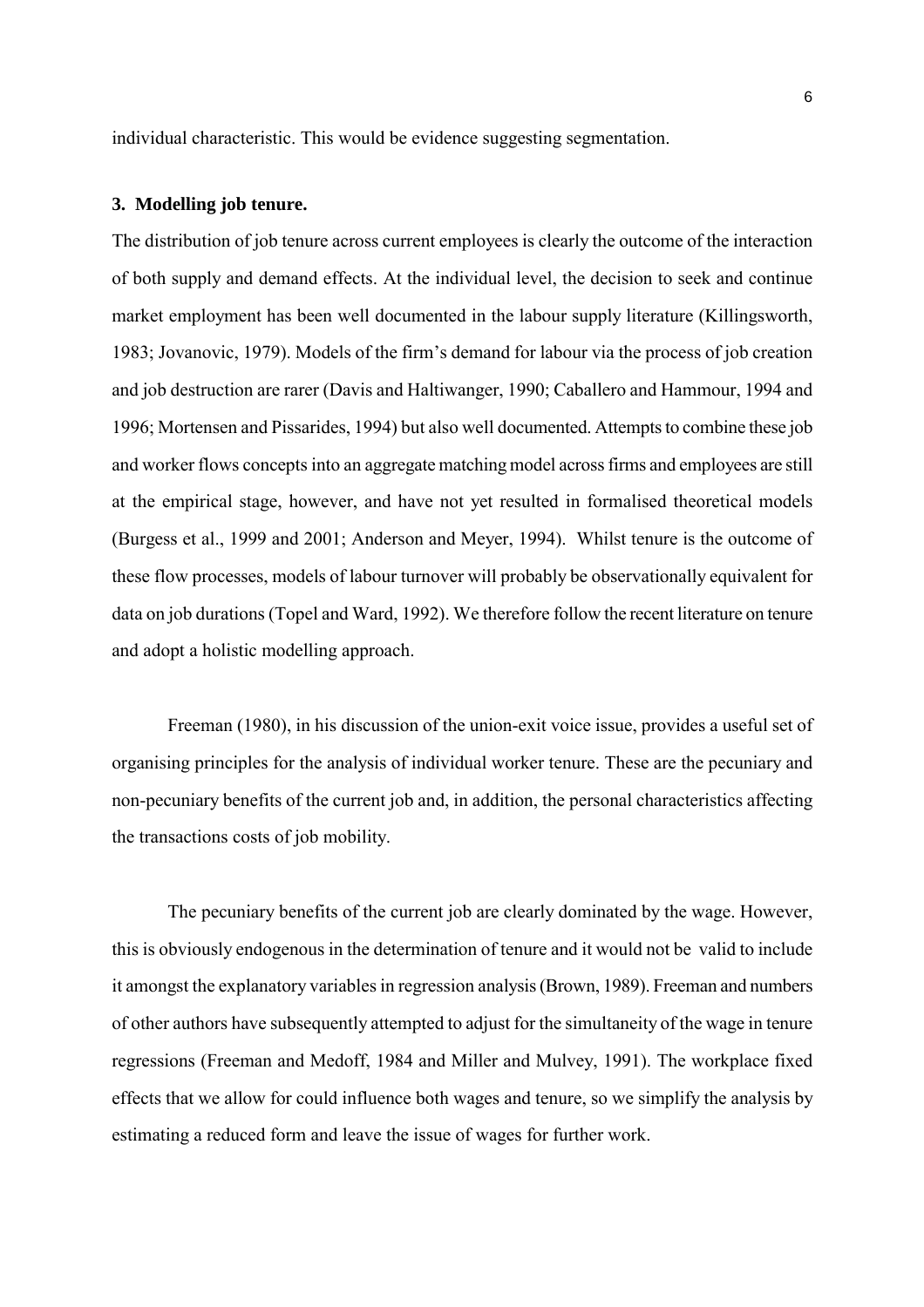individual characteristic. This would be evidence suggesting segmentation.

### 3. Modelling job tenure.

The distribution of job tenure across current employees is clearly the outcome of the interaction of both supply and demand effects. At the individual level, the decision to seek and continue market employment has been well documented in the labour supply literature (Killingsworth, 1983; Jovanovic, 1979). Models of the firm's demand for labour via the process of job creation and job destruction are rarer (Davis and Haltiwanger, 1990; Caballero and Hammour, 1994 and 1996; Mortensen and Pissarides, 1994) but also well documented. Attempts to combine these job and worker flows concepts into an aggregate matching model across firms and employees are still at the empirical stage, however, and have not yet resulted in formalised theoretical models (Burgess et al., 1999 and 2001; Anderson and Meyer, 1994). Whilst tenure is the outcome of these flow processes, models of labour turnover will probably be observationally equivalent for data on job durations (Topel and Ward, 1992). We therefore follow the recent literature on tenure and adopt a holistic modelling approach.

Freeman (1980), in his discussion of the union-exit voice issue, provides a useful set of organising principles for the analysis of individual worker tenure. These are the pecuniary and non-pecuniary benefits of the current job and, in addition, the personal characteristics affecting the transactions costs of job mobility.

The pecuniary benefits of the current job are clearly dominated by the wage. However, this is obviously endogenous in the determination of tenure and it would not be valid to include it amongst the explanatory variables in regression analysis (Brown, 1989). Freeman and numbers of other authors have subsequently attempted to adjust for the simultaneity of the wage in tenure regressions (Freeman and Medoff, 1984 and Miller and Mulvey, 1991). The workplace fixed effects that we allow for could influence both wages and tenure, so we simplify the analysis by estimating a reduced form and leave the issue of wages for further work.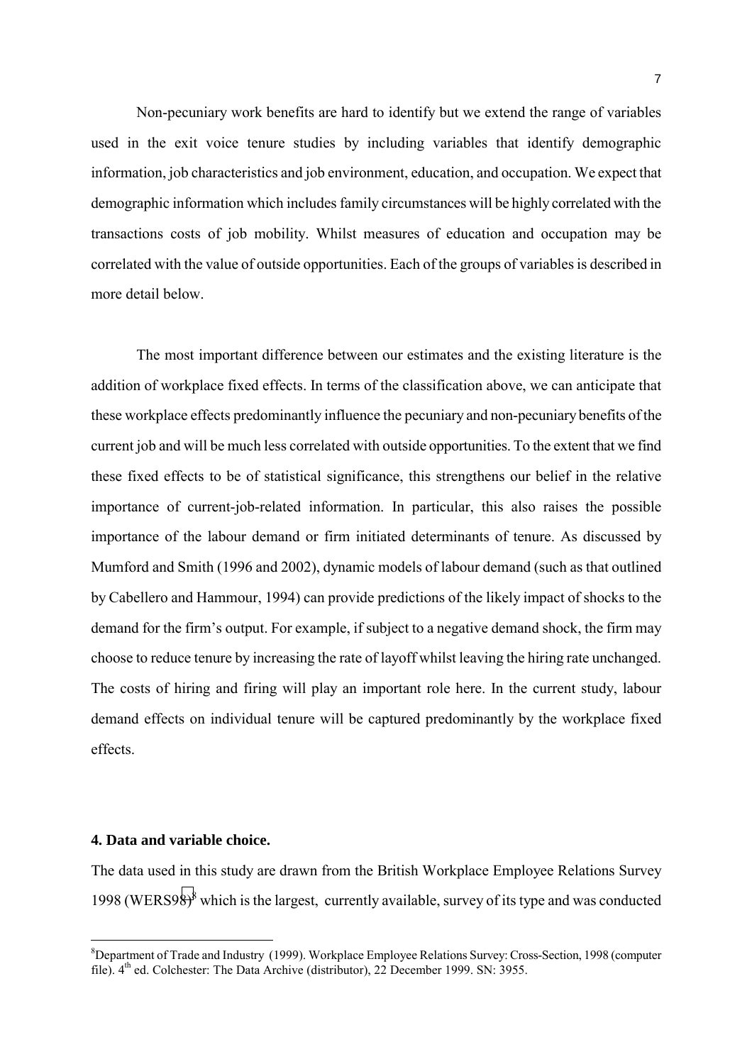Non-pecuniary work benefits are hard to identify but we extend the range of variables used in the exit voice tenure studies by including variables that identify demographic information, job characteristics and job environment, education, and occupation. We expect that demographic information which includes family circumstances will be highly correlated with the transactions costs of job mobility. Whilst measures of education and occupation may be correlated with the value of outside opportunities. Each of the groups of variables is described in more detail below.

The most important difference between our estimates and the existing literature is the addition of workplace fixed effects. In terms of the classification above, we can anticipate that these workplace effects predominantly influence the pecuniary and non-pecuniary benefits of the current job and will be much less correlated with outside opportunities. To the extent that we find these fixed effects to be of statistical significance, this strengthens our belief in the relative importance of current-job-related information. In particular, this also raises the possible importance of the labour demand or firm initiated determinants of tenure. As discussed by Mumford and Smith (1996 and 2002), dynamic models of labour demand (such as that outlined by Cabellero and Hammour, 1994) can provide predictions of the likely impact of shocks to the demand for the firm's output. For example, if subject to a negative demand shock, the firm may choose to reduce tenure by increasing the rate of layoff whilst leaving the hiring rate unchanged. The costs of hiring and firing will play an important role here. In the current study, labour demand effects on individual tenure will be captured predominantly by the workplace fixed effects.

### 4. Data and variable choice.

The data used in this study are drawn from the British Workplace Employee Relations Survey 1998 (WERS98)[8] which is the largest, currently available, survey of its type and was conducted

[8] Department of Trade and Industry (1999). Workplace Employee Relations Survey: Cross-Section, 1998 (computer file). 4th ed. Colchester: The Data Archive (distributor), 22 December 1999. SN: 3955.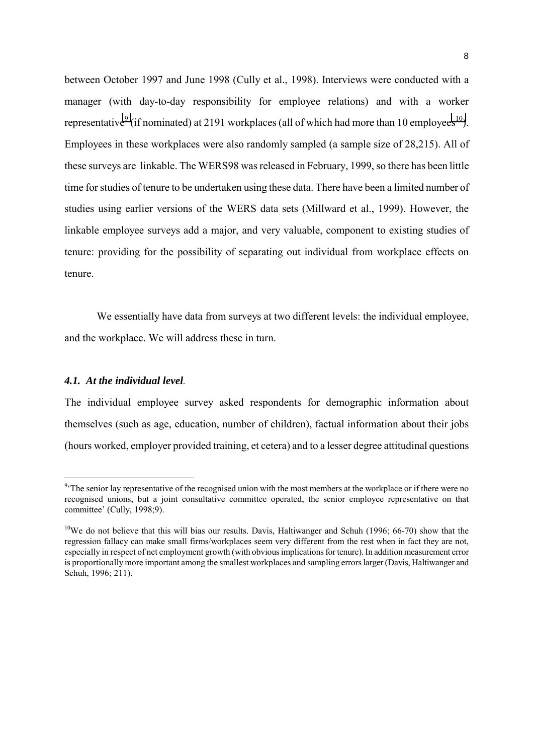between October 1997 and June 1998 (Cully et al., 1998). Interviews were conducted with a manager (with day-to-day responsibility for employee relations) and with a worker representative[9] (if nominated) at 2191 workplaces (all of which had more than 10 employees[10]). Employees in these workplaces were also randomly sampled (a sample size of 28,215). All of these surveys are linkable. The WERS98 was released in February, 1999, so there has been little time for studies of tenure to be undertaken using these data. There have been a limited number of studies using earlier versions of the WERS data sets (Millward et al., 1999). However, the linkable employee surveys add a major, and very valuable, component to existing studies of tenure: providing for the possibility of separating out individual from workplace effects on tenure.

We essentially have data from surveys at two different levels: the individual employee, and the workplace. We will address these in turn.

### *4.1. At the individual level*.

The individual employee survey asked respondents for demographic information about themselves (such as age, education, number of children), factual information about their jobs (hours worked, employer provided training, et cetera) and to a lesser degree attitudinal questions

---

[9] 'The senior lay representative of the recognised union with the most members at the workplace or if there were no recognised unions, but a joint consultative committee operated, the senior employee representative on that committee' (Cully, 1998;9).

[10] We do not believe that this will bias our results. Davis, Haltiwanger and Schuh (1996; 66-70) show that the regression fallacy can make small firms/workplaces seem very different from the rest when in fact they are not, especially in respect of net employment growth (with obvious implications for tenure). In addition measurement error is proportionally more important among the smallest workplaces and sampling errors larger (Davis, Haltiwanger and Schuh, 1996; 211).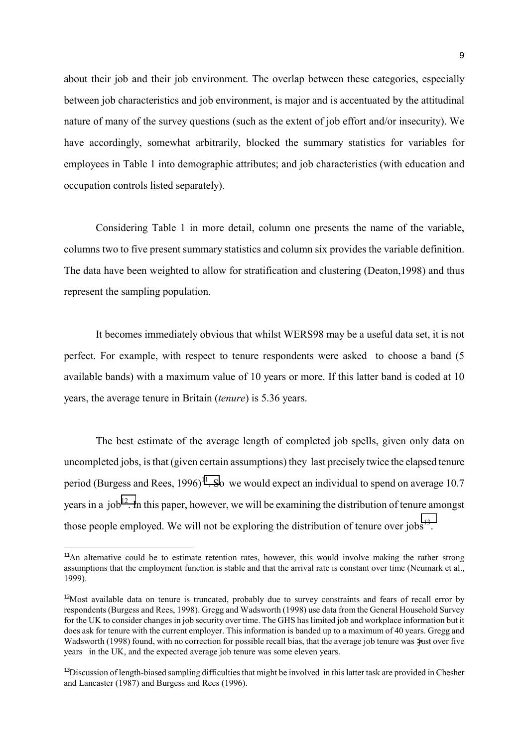about their job and their job environment. The overlap between these categories, especially between job characteristics and job environment, is major and is accentuated by the attitudinal nature of many of the survey questions (such as the extent of job effort and/or insecurity). We have accordingly, somewhat arbitrarily, blocked the summary statistics for variables for employees in Table 1 into demographic attributes; and job characteristics (with education and occupation controls listed separately).

Considering Table 1 in more detail, column one presents the name of the variable, columns two to five present summary statistics and column six provides the variable definition. The data have been weighted to allow for stratification and clustering (Deaton,1998) and thus represent the sampling population.

It becomes immediately obvious that whilst WERS98 may be a useful data set, it is not perfect. For example, with respect to tenure respondents were asked to choose a band (5 available bands) with a maximum value of 10 years or more. If this latter band is coded at 10 years, the average tenure in Britain (*tenure*) is 5.36 years.

The best estimate of the average length of completed job spells, given only data on uncompleted jobs, is that (given certain assumptions) they last precisely twice the elapsed tenure period (Burgess and Rees, 1996)[11]. So we would expect an individual to spend on average 10.7 years in a job[12]. In this paper, however, we will be examining the distribution of tenure amongst those people employed. We will not be exploring the distribution of tenure over jobs[13].

---

[11]An alternative could be to estimate retention rates, however, this would involve making the rather strong assumptions that the employment function is stable and that the arrival rate is constant over time (Neumark et al., 1999).

[12]Most available data on tenure is truncated, probably due to survey constraints and fears of recall error by respondents (Burgess and Rees, 1998). Gregg and Wadsworth (1998) use data from the General Household Survey for the UK to consider changes in job security over time. The GHS has limited job and workplace information but it does ask for tenure with the current employer. This information is banded up to a maximum of 40 years. Gregg and Wadsworth (1998) found, with no correction for possible recall bias, that the average job tenure was just over five years in the UK, and the expected average job tenure was some eleven years.

[13]Discussion of length-biased sampling difficulties that might be involved in this latter task are provided in Chesher and Lancaster (1987) and Burgess and Rees (1996).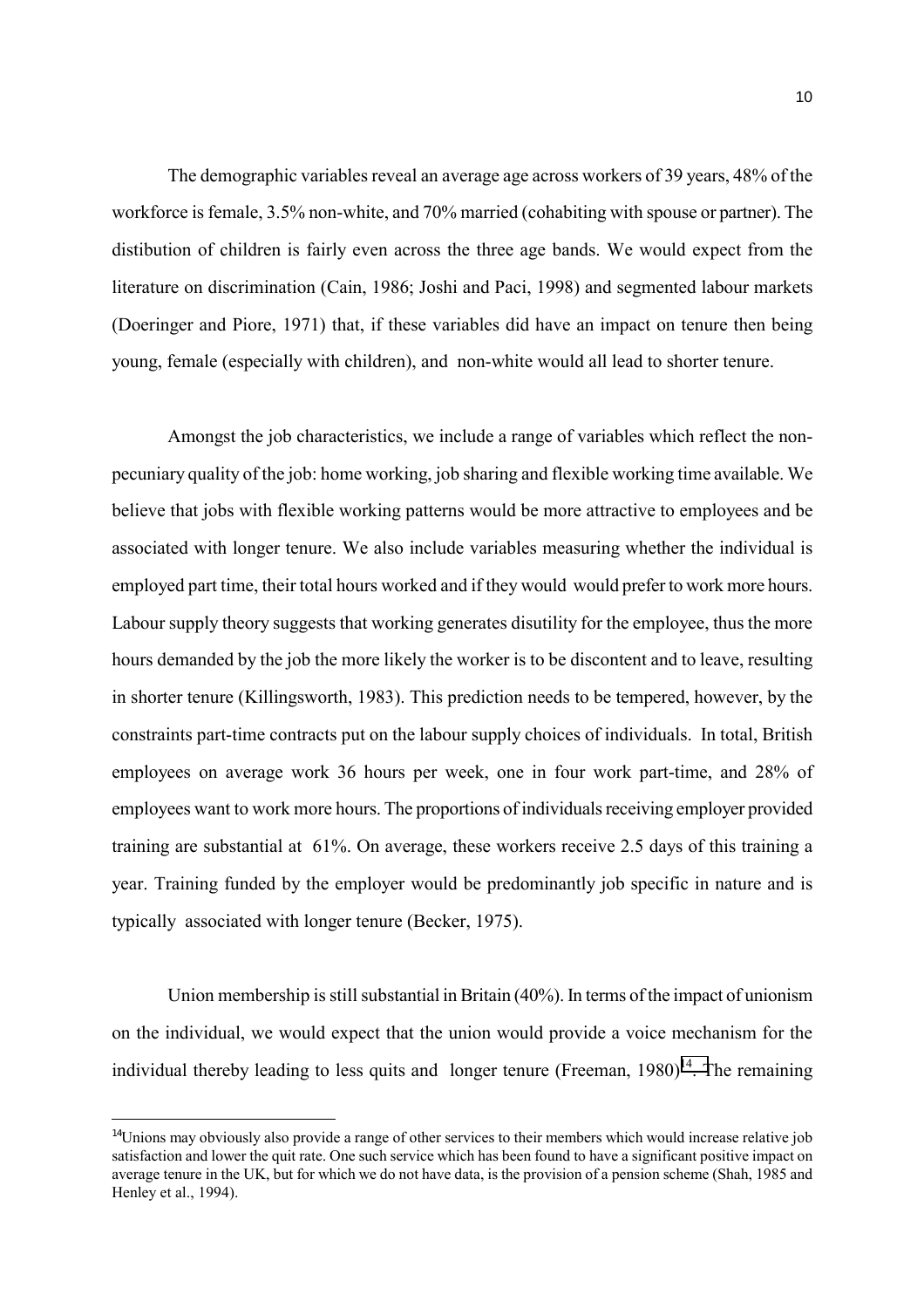The demographic variables reveal an average age across workers of 39 years, 48% of the workforce is female, 3.5% non-white, and 70% married (cohabiting with spouse or partner). The distibution of children is fairly even across the three age bands. We would expect from the literature on discrimination (Cain, 1986; Joshi and Paci, 1998) and segmented labour markets (Doeringer and Piore, 1971) that, if these variables did have an impact on tenure then being young, female (especially with children), and non-white would all lead to shorter tenure.

Amongst the job characteristics, we include a range of variables which reflect the non-pecuniary quality of the job: home working, job sharing and flexible working time available. We believe that jobs with flexible working patterns would be more attractive to employees and be associated with longer tenure. We also include variables measuring whether the individual is employed part time, their total hours worked and if they would would prefer to work more hours. Labour supply theory suggests that working generates disutility for the employee, thus the more hours demanded by the job the more likely the worker is to be discontent and to leave, resulting in shorter tenure (Killingsworth, 1983). This prediction needs to be tempered, however, by the constraints part-time contracts put on the labour supply choices of individuals. In total, British employees on average work 36 hours per week, one in four work part-time, and 28% of employees want to work more hours. The proportions of individuals receiving employer provided training are substantial at 61%. On average, these workers receive 2.5 days of this training a year. Training funded by the employer would be predominantly job specific in nature and is typically associated with longer tenure (Becker, 1975).

Union membership is still substantial in Britain (40%). In terms of the impact of unionism on the individual, we would expect that the union would provide a voice mechanism for the individual thereby leading to less quits and longer tenure (Freeman, 1980)[14]. The remaining

[14] Unions may obviously also provide a range of other services to their members which would increase relative job satisfaction and lower the quit rate. One such service which has been found to have a significant positive impact on average tenure in the UK, but for which we do not have data, is the provision of a pension scheme (Shah, 1985 and Henley et al., 1994).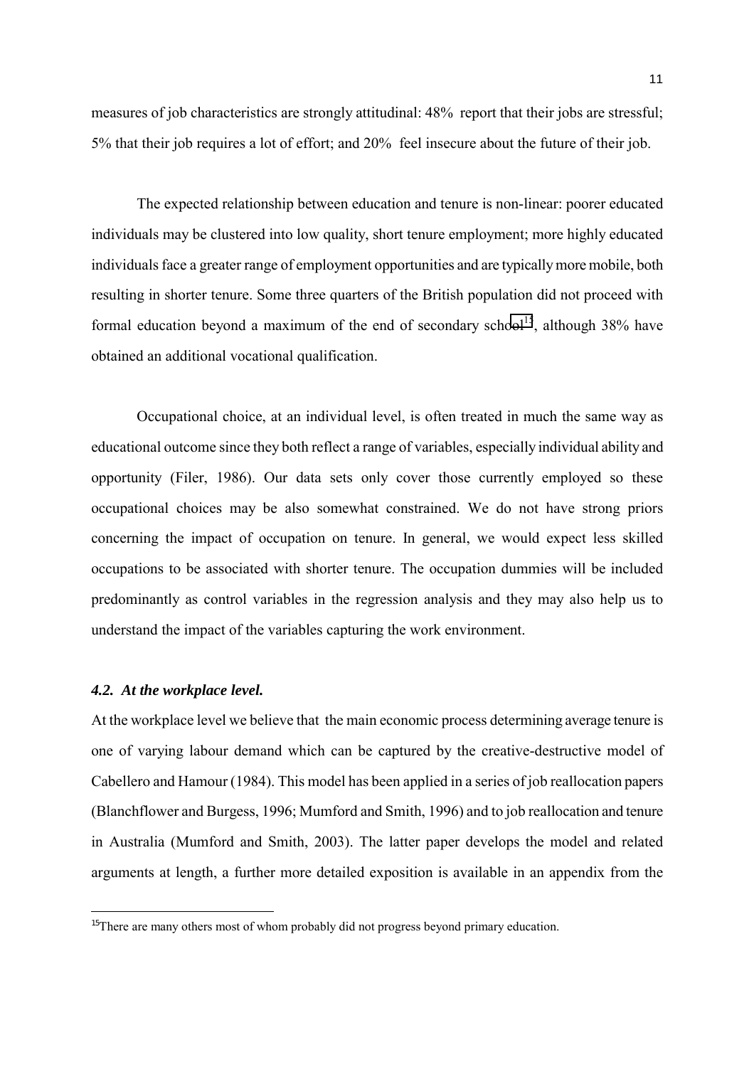measures of job characteristics are strongly attitudinal: 48% report that their jobs are stressful; 5% that their job requires a lot of effort; and 20% feel insecure about the future of their job.

The expected relationship between education and tenure is non-linear: poorer educated individuals may be clustered into low quality, short tenure employment; more highly educated individuals face a greater range of employment opportunities and are typically more mobile, both resulting in shorter tenure. Some three quarters of the British population did not proceed with formal education beyond a maximum of the end of secondary school[15], although 38% have obtained an additional vocational qualification.

Occupational choice, at an individual level, is often treated in much the same way as educational outcome since they both reflect a range of variables, especially individual ability and opportunity (Filer, 1986). Our data sets only cover those currently employed so these occupational choices may be also somewhat constrained. We do not have strong priors concerning the impact of occupation on tenure. In general, we would expect less skilled occupations to be associated with shorter tenure. The occupation dummies will be included predominantly as control variables in the regression analysis and they may also help us to understand the impact of the variables capturing the work environment.

### *4.2. At the workplace level.*

At the workplace level we believe that the main economic process determining average tenure is one of varying labour demand which can be captured by the creative-destructive model of Cabellero and Hamour (1984). This model has been applied in a series of job reallocation papers (Blanchflower and Burgess, 1996; Mumford and Smith, 1996) and to job reallocation and tenure in Australia (Mumford and Smith, 2003). The latter paper develops the model and related arguments at length, a further more detailed exposition is available in an appendix from the

---

[15] There are many others most of whom probably did not progress beyond primary education.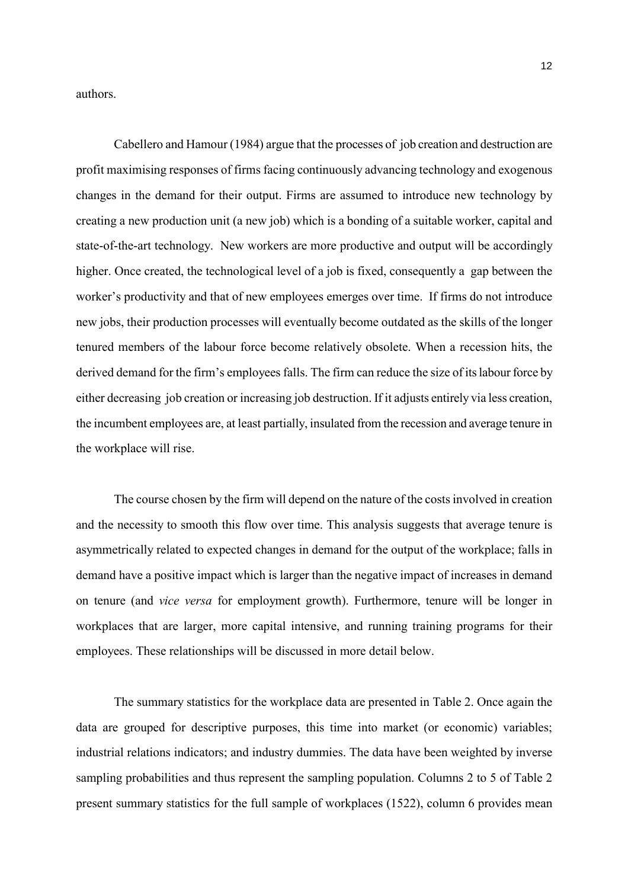authors.

Cabellero and Hamour (1984) argue that the processes of job creation and destruction are profit maximising responses of firms facing continuously advancing technology and exogenous changes in the demand for their output. Firms are assumed to introduce new technology by creating a new production unit (a new job) which is a bonding of a suitable worker, capital and state-of-the-art technology. New workers are more productive and output will be accordingly higher. Once created, the technological level of a job is fixed, consequently a gap between the worker's productivity and that of new employees emerges over time. If firms do not introduce new jobs, their production processes will eventually become outdated as the skills of the longer tenured members of the labour force become relatively obsolete. When a recession hits, the derived demand for the firm's employees falls. The firm can reduce the size of its labour force by either decreasing job creation or increasing job destruction. If it adjusts entirely via less creation, the incumbent employees are, at least partially, insulated from the recession and average tenure in the workplace will rise.

The course chosen by the firm will depend on the nature of the costs involved in creation and the necessity to smooth this flow over time. This analysis suggests that average tenure is asymmetrically related to expected changes in demand for the output of the workplace; falls in demand have a positive impact which is larger than the negative impact of increases in demand on tenure (and *vice versa* for employment growth). Furthermore, tenure will be longer in workplaces that are larger, more capital intensive, and running training programs for their employees. These relationships will be discussed in more detail below.

The summary statistics for the workplace data are presented in Table 2. Once again the data are grouped for descriptive purposes, this time into market (or economic) variables; industrial relations indicators; and industry dummies. The data have been weighted by inverse sampling probabilities and thus represent the sampling population. Columns 2 to 5 of Table 2 present summary statistics for the full sample of workplaces (1522), column 6 provides mean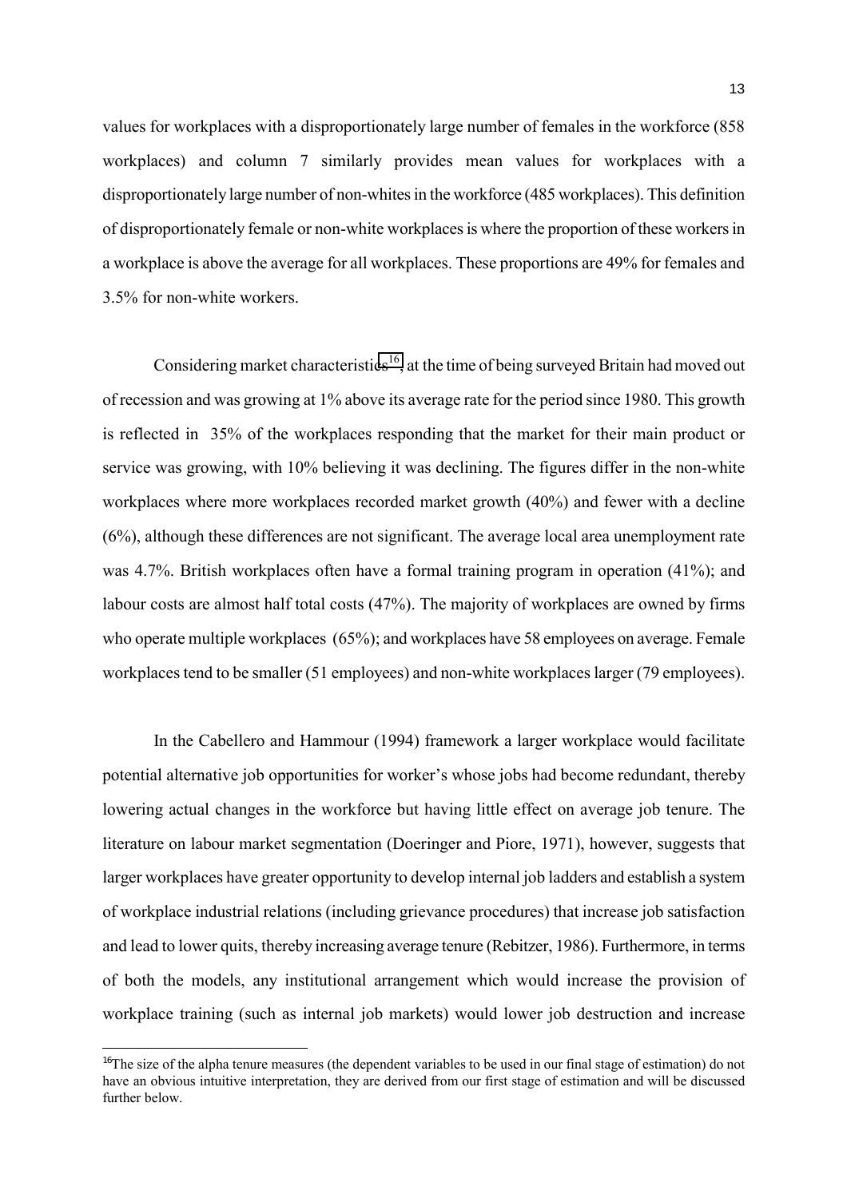values for workplaces with a disproportionately large number of females in the workforce (858 workplaces) and column 7 similarly provides mean values for workplaces with a disproportionately large number of non-whites in the workforce (485 workplaces). This definition of disproportionately female or non-white workplaces is where the proportion of these workers in a workplace is above the average for all workplaces. These proportions are 49% for females and 3.5% for non-white workers.

Considering market characteristics[16], at the time of being surveyed Britain had moved out of recession and was growing at 1% above its average rate for the period since 1980. This growth is reflected in 35% of the workplaces responding that the market for their main product or service was growing, with 10% believing it was declining. The figures differ in the non-white workplaces where more workplaces recorded market growth (40%) and fewer with a decline (6%), although these differences are not significant. The average local area unemployment rate was 4.7%. British workplaces often have a formal training program in operation (41%); and labour costs are almost half total costs (47%). The majority of workplaces are owned by firms who operate multiple workplaces (65%); and workplaces have 58 employees on average. Female workplaces tend to be smaller (51 employees) and non-white workplaces larger (79 employees).

In the Cabellero and Hammour (1994) framework a larger workplace would facilitate potential alternative job opportunities for worker's whose jobs had become redundant, thereby lowering actual changes in the workforce but having little effect on average job tenure. The literature on labour market segmentation (Doeringer and Piore, 1971), however, suggests that larger workplaces have greater opportunity to develop internal job ladders and establish a system of workplace industrial relations (including grievance procedures) that increase job satisfaction and lead to lower quits, thereby increasing average tenure (Rebitzer, 1986). Furthermore, in terms of both the models, any institutional arrangement which would increase the provision of workplace training (such as internal job markets) would lower job destruction and increase

[16] The size of the alpha tenure measures (the dependent variables to be used in our final stage of estimation) do not have an obvious intuitive interpretation, they are derived from our first stage of estimation and will be discussed further below.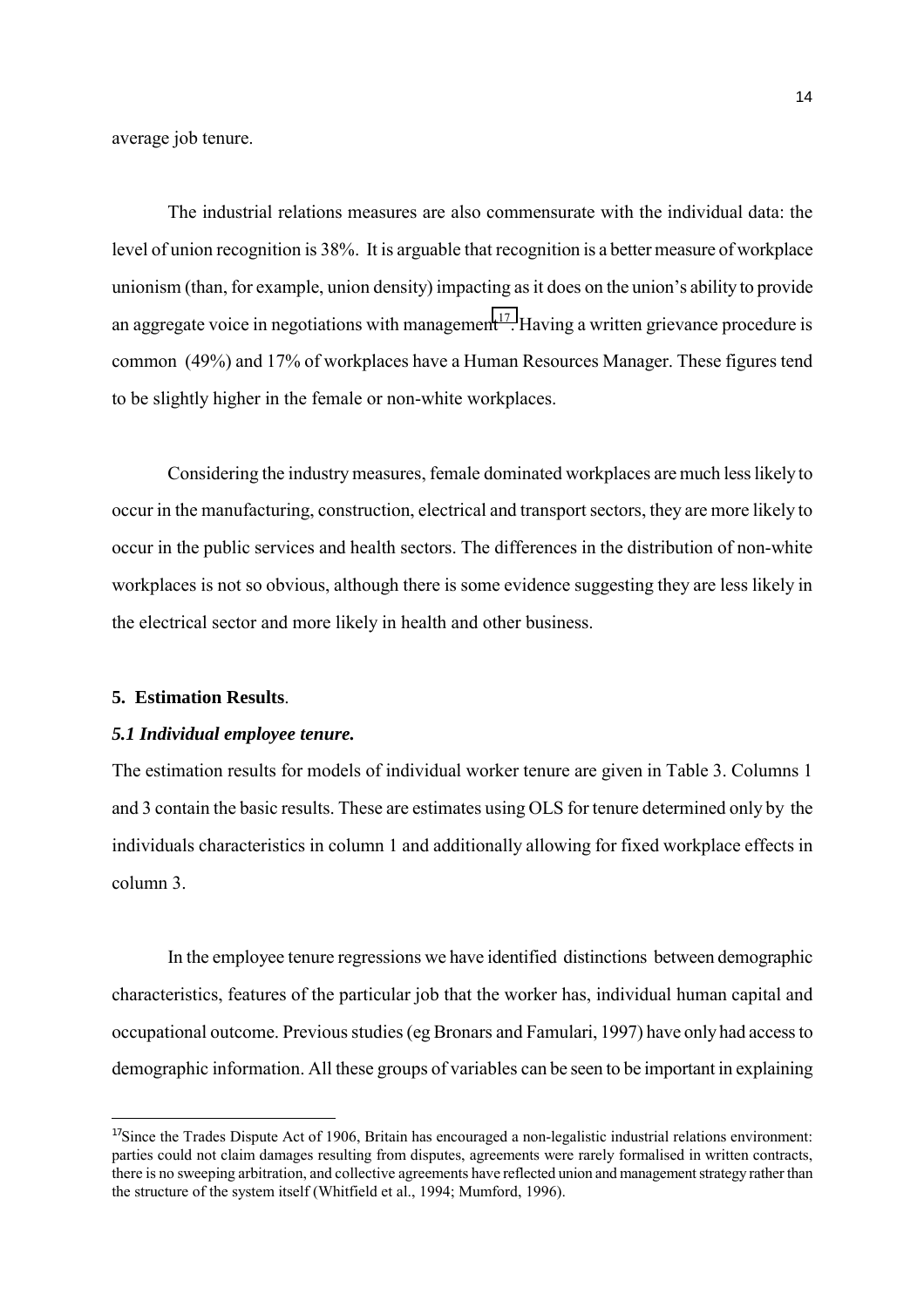average job tenure.

The industrial relations measures are also commensurate with the individual data: the level of union recognition is 38%. It is arguable that recognition is a better measure of workplace unionism (than, for example, union density) impacting as it does on the union's ability to provide an aggregate voice in negotiations with management[17]. Having a written grievance procedure is common (49%) and 17% of workplaces have a Human Resources Manager. These figures tend to be slightly higher in the female or non-white workplaces.

Considering the industry measures, female dominated workplaces are much less likely to occur in the manufacturing, construction, electrical and transport sectors, they are more likely to occur in the public services and health sectors. The differences in the distribution of non-white workplaces is not so obvious, although there is some evidence suggesting they are less likely in the electrical sector and more likely in health and other business.

## 5. Estimation Results.

### *5.1 Individual employee tenure.*

The estimation results for models of individual worker tenure are given in Table 3. Columns 1 and 3 contain the basic results. These are estimates using OLS for tenure determined only by the individuals characteristics in column 1 and additionally allowing for fixed workplace effects in column 3.

In the employee tenure regressions we have identified distinctions between demographic characteristics, features of the particular job that the worker has, individual human capital and occupational outcome. Previous studies (eg Bronars and Famulari, 1997) have only had access to demographic information. All these groups of variables can be seen to be important in explaining

[17] Since the Trades Dispute Act of 1906, Britain has encouraged a non-legalistic industrial relations environment: parties could not claim damages resulting from disputes, agreements were rarely formalised in written contracts, there is no sweeping arbitration, and collective agreements have reflected union and management strategy rather than the structure of the system itself (Whitfield et al., 1994; Mumford, 1996).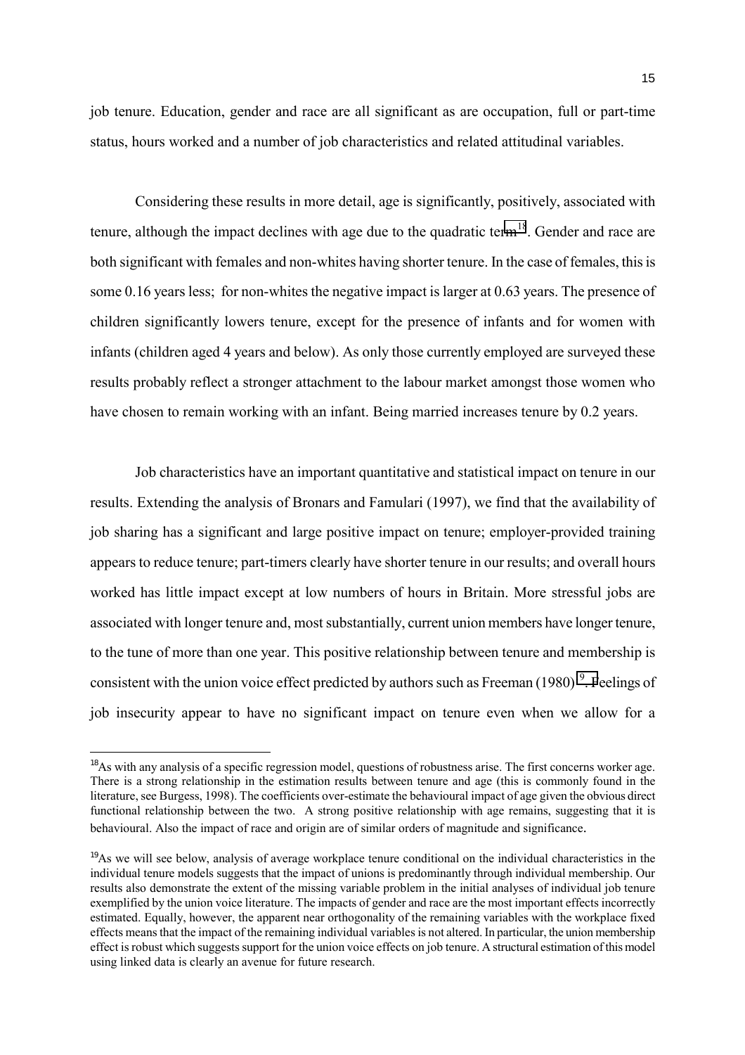job tenure. Education, gender and race are all significant as are occupation, full or part-time status, hours worked and a number of job characteristics and related attitudinal variables.

Considering these results in more detail, age is significantly, positively, associated with tenure, although the impact declines with age due to the quadratic term[18]. Gender and race are both significant with females and non-whites having shorter tenure. In the case of females, this is some 0.16 years less; for non-whites the negative impact is larger at 0.63 years. The presence of children significantly lowers tenure, except for the presence of infants and for women with infants (children aged 4 years and below). As only those currently employed are surveyed these results probably reflect a stronger attachment to the labour market amongst those women who have chosen to remain working with an infant. Being married increases tenure by 0.2 years.

Job characteristics have an important quantitative and statistical impact on tenure in our results. Extending the analysis of Bronars and Famulari (1997), we find that the availability of job sharing has a significant and large positive impact on tenure; employer-provided training appears to reduce tenure; part-timers clearly have shorter tenure in our results; and overall hours worked has little impact except at low numbers of hours in Britain. More stressful jobs are associated with longer tenure and, most substantially, current union members have longer tenure, to the tune of more than one year. This positive relationship between tenure and membership is consistent with the union voice effect predicted by authors such as Freeman (1980)[19]. Feelings of job insecurity appear to have no significant impact on tenure even when we allow for a

---

[18]As with any analysis of a specific regression model, questions of robustness arise. The first concerns worker age. There is a strong relationship in the estimation results between tenure and age (this is commonly found in the literature, see Burgess, 1998). The coefficients over-estimate the behavioural impact of age given the obvious direct functional relationship between the two. A strong positive relationship with age remains, suggesting that it is behavioural. Also the impact of race and origin are of similar orders of magnitude and significance.

[19]As we will see below, analysis of average workplace tenure conditional on the individual characteristics in the individual tenure models suggests that the impact of unions is predominantly through individual membership. Our results also demonstrate the extent of the missing variable problem in the initial analyses of individual job tenure exemplified by the union voice literature. The impacts of gender and race are the most important effects incorrectly estimated. Equally, however, the apparent near orthogonality of the remaining variables with the workplace fixed effects means that the impact of the remaining individual variables is not altered. In particular, the union membership effect is robust which suggests support for the union voice effects on job tenure. A structural estimation of this model using linked data is clearly an avenue for future research.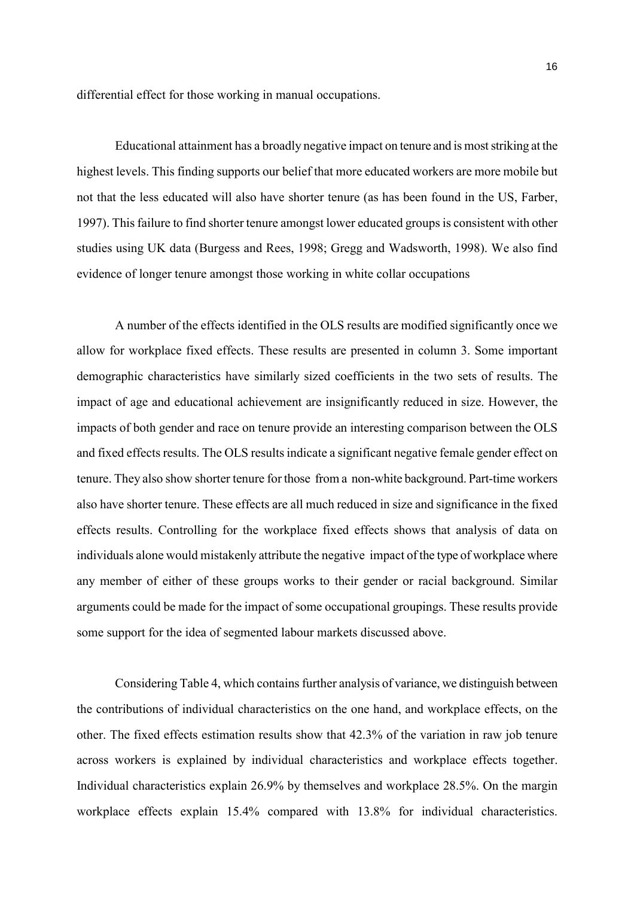differential effect for those working in manual occupations.

Educational attainment has a broadly negative impact on tenure and is most striking at the highest levels. This finding supports our belief that more educated workers are more mobile but not that the less educated will also have shorter tenure (as has been found in the US, Farber, 1997). This failure to find shorter tenure amongst lower educated groups is consistent with other studies using UK data (Burgess and Rees, 1998; Gregg and Wadsworth, 1998). We also find evidence of longer tenure amongst those working in white collar occupations

A number of the effects identified in the OLS results are modified significantly once we allow for workplace fixed effects. These results are presented in column 3. Some important demographic characteristics have similarly sized coefficients in the two sets of results. The impact of age and educational achievement are insignificantly reduced in size. However, the impacts of both gender and race on tenure provide an interesting comparison between the OLS and fixed effects results. The OLS results indicate a significant negative female gender effect on tenure. They also show shorter tenure for those from a non-white background. Part-time workers also have shorter tenure. These effects are all much reduced in size and significance in the fixed effects results. Controlling for the workplace fixed effects shows that analysis of data on individuals alone would mistakenly attribute the negative impact of the type of workplace where any member of either of these groups works to their gender or racial background. Similar arguments could be made for the impact of some occupational groupings. These results provide some support for the idea of segmented labour markets discussed above.

Considering Table 4, which contains further analysis of variance, we distinguish between the contributions of individual characteristics on the one hand, and workplace effects, on the other. The fixed effects estimation results show that 42.3% of the variation in raw job tenure across workers is explained by individual characteristics and workplace effects together. Individual characteristics explain 26.9% by themselves and workplace 28.5%. On the margin workplace effects explain 15.4% compared with 13.8% for individual characteristics.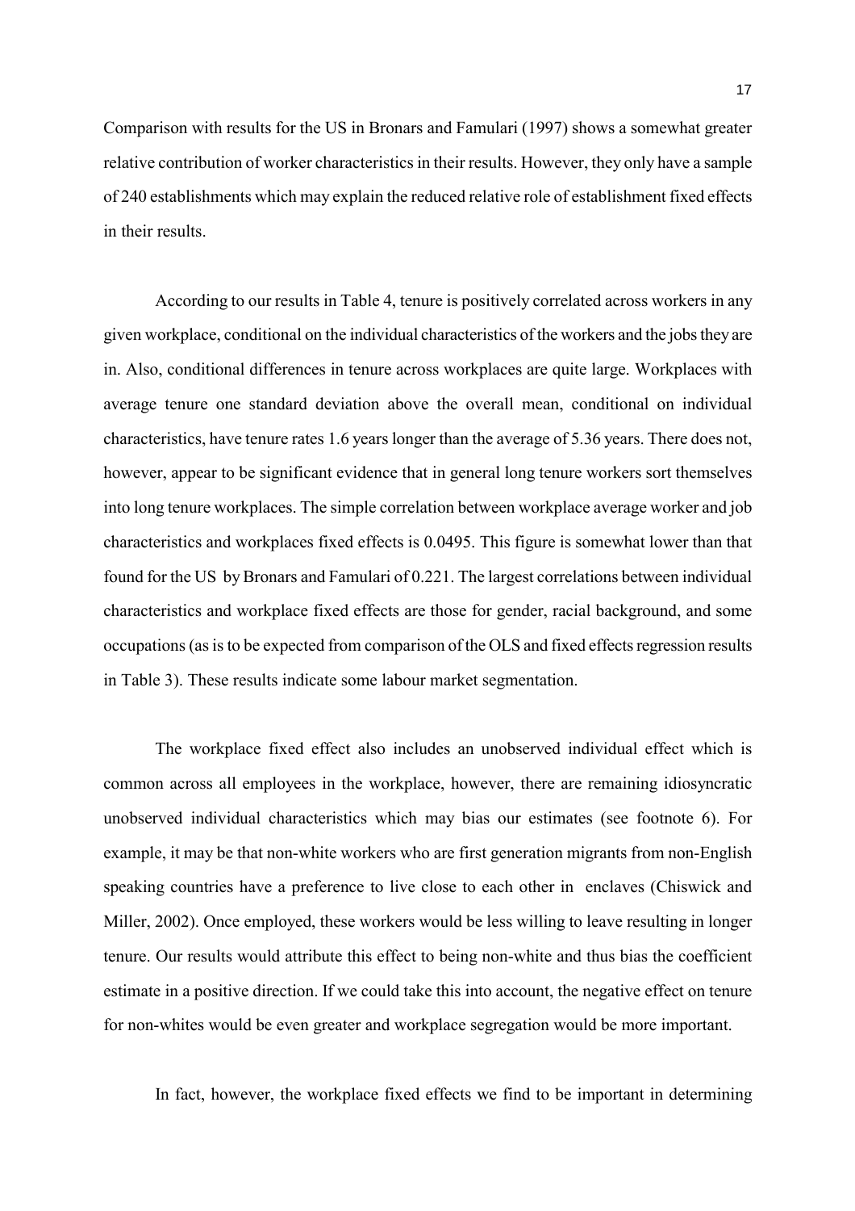Comparison with results for the US in Bronars and Famulari (1997) shows a somewhat greater relative contribution of worker characteristics in their results. However, they only have a sample of 240 establishments which may explain the reduced relative role of establishment fixed effects in their results.

According to our results in Table 4, tenure is positively correlated across workers in any given workplace, conditional on the individual characteristics of the workers and the jobs they are in. Also, conditional differences in tenure across workplaces are quite large. Workplaces with average tenure one standard deviation above the overall mean, conditional on individual characteristics, have tenure rates 1.6 years longer than the average of 5.36 years. There does not, however, appear to be significant evidence that in general long tenure workers sort themselves into long tenure workplaces. The simple correlation between workplace average worker and job characteristics and workplaces fixed effects is 0.0495. This figure is somewhat lower than that found for the US by Bronars and Famulari of 0.221. The largest correlations between individual characteristics and workplace fixed effects are those for gender, racial background, and some occupations (as is to be expected from comparison of the OLS and fixed effects regression results in Table 3). These results indicate some labour market segmentation.

The workplace fixed effect also includes an unobserved individual effect which is common across all employees in the workplace, however, there are remaining idiosyncratic unobserved individual characteristics which may bias our estimates (see footnote 6). For example, it may be that non-white workers who are first generation migrants from non-English speaking countries have a preference to live close to each other in enclaves (Chiswick and Miller, 2002). Once employed, these workers would be less willing to leave resulting in longer tenure. Our results would attribute this effect to being non-white and thus bias the coefficient estimate in a positive direction. If we could take this into account, the negative effect on tenure for non-whites would be even greater and workplace segregation would be more important.

In fact, however, the workplace fixed effects we find to be important in determining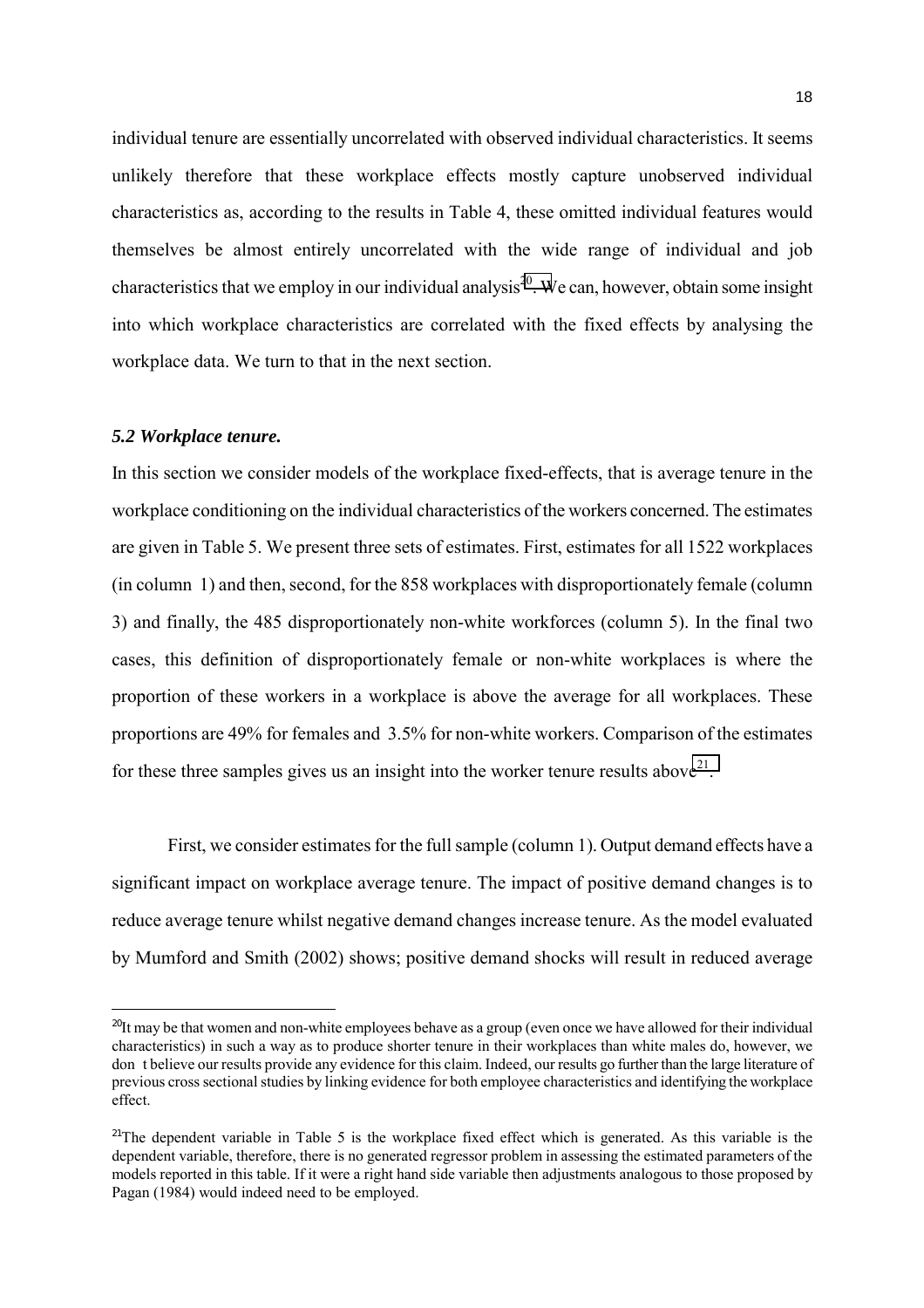individual tenure are essentially uncorrelated with observed individual characteristics. It seems unlikely therefore that these workplace effects mostly capture unobserved individual characteristics as, according to the results in Table 4, these omitted individual features would themselves be almost entirely uncorrelated with the wide range of individual and job characteristics that we employ in our individual analysis[20]. We can, however, obtain some insight into which workplace characteristics are correlated with the fixed effects by analysing the workplace data. We turn to that in the next section.

### *5.2 Workplace tenure.*

In this section we consider models of the workplace fixed-effects, that is average tenure in the workplace conditioning on the individual characteristics of the workers concerned. The estimates are given in Table 5. We present three sets of estimates. First, estimates for all 1522 workplaces (in column 1) and then, second, for the 858 workplaces with disproportionately female (column 3) and finally, the 485 disproportionately non-white workforces (column 5). In the final two cases, this definition of disproportionately female or non-white workplaces is where the proportion of these workers in a workplace is above the average for all workplaces. These proportions are 49% for females and 3.5% for non-white workers. Comparison of the estimates for these three samples gives us an insight into the worker tenure results above[21].

First, we consider estimates for the full sample (column 1). Output demand effects have a significant impact on workplace average tenure. The impact of positive demand changes is to reduce average tenure whilst negative demand changes increase tenure. As the model evaluated by Mumford and Smith (2002) shows; positive demand shocks will result in reduced average

---

[20]It may be that women and non-white employees behave as a group (even once we have allowed for their individual characteristics) in such a way as to produce shorter tenure in their workplaces than white males do, however, we don t believe our results provide any evidence for this claim. Indeed, our results go further than the large literature of previous cross sectional studies by linking evidence for both employee characteristics and identifying the workplace effect.

[21]The dependent variable in Table 5 is the workplace fixed effect which is generated. As this variable is the dependent variable, therefore, there is no generated regressor problem in assessing the estimated parameters of the models reported in this table. If it were a right hand side variable then adjustments analogous to those proposed by Pagan (1984) would indeed need to be employed.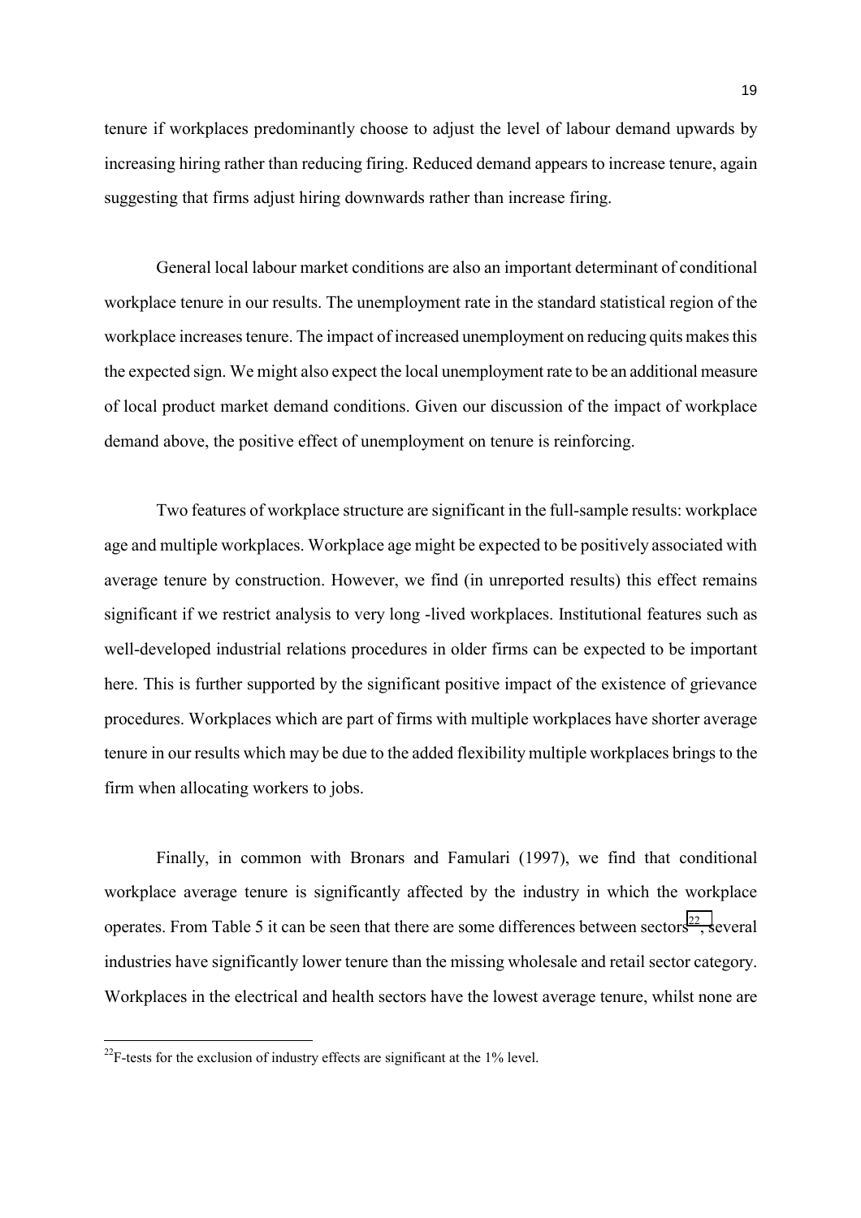tenure if workplaces predominantly choose to adjust the level of labour demand upwards by increasing hiring rather than reducing firing. Reduced demand appears to increase tenure, again suggesting that firms adjust hiring downwards rather than increase firing.

General local labour market conditions are also an important determinant of conditional workplace tenure in our results. The unemployment rate in the standard statistical region of the workplace increases tenure. The impact of increased unemployment on reducing quits makes this the expected sign. We might also expect the local unemployment rate to be an additional measure of local product market demand conditions. Given our discussion of the impact of workplace demand above, the positive effect of unemployment on tenure is reinforcing.

Two features of workplace structure are significant in the full-sample results: workplace age and multiple workplaces. Workplace age might be expected to be positively associated with average tenure by construction. However, we find (in unreported results) this effect remains significant if we restrict analysis to very long -lived workplaces. Institutional features such as well-developed industrial relations procedures in older firms can be expected to be important here. This is further supported by the significant positive impact of the existence of grievance procedures. Workplaces which are part of firms with multiple workplaces have shorter average tenure in our results which may be due to the added flexibility multiple workplaces brings to the firm when allocating workers to jobs.

Finally, in common with Bronars and Famulari (1997), we find that conditional workplace average tenure is significantly affected by the industry in which the workplace operates. From Table 5 it can be seen that there are some differences between sectors[22], several industries have significantly lower tenure than the missing wholesale and retail sector category. Workplaces in the electrical and health sectors have the lowest average tenure, whilst none are

[22]F-tests for the exclusion of industry effects are significant at the 1% level.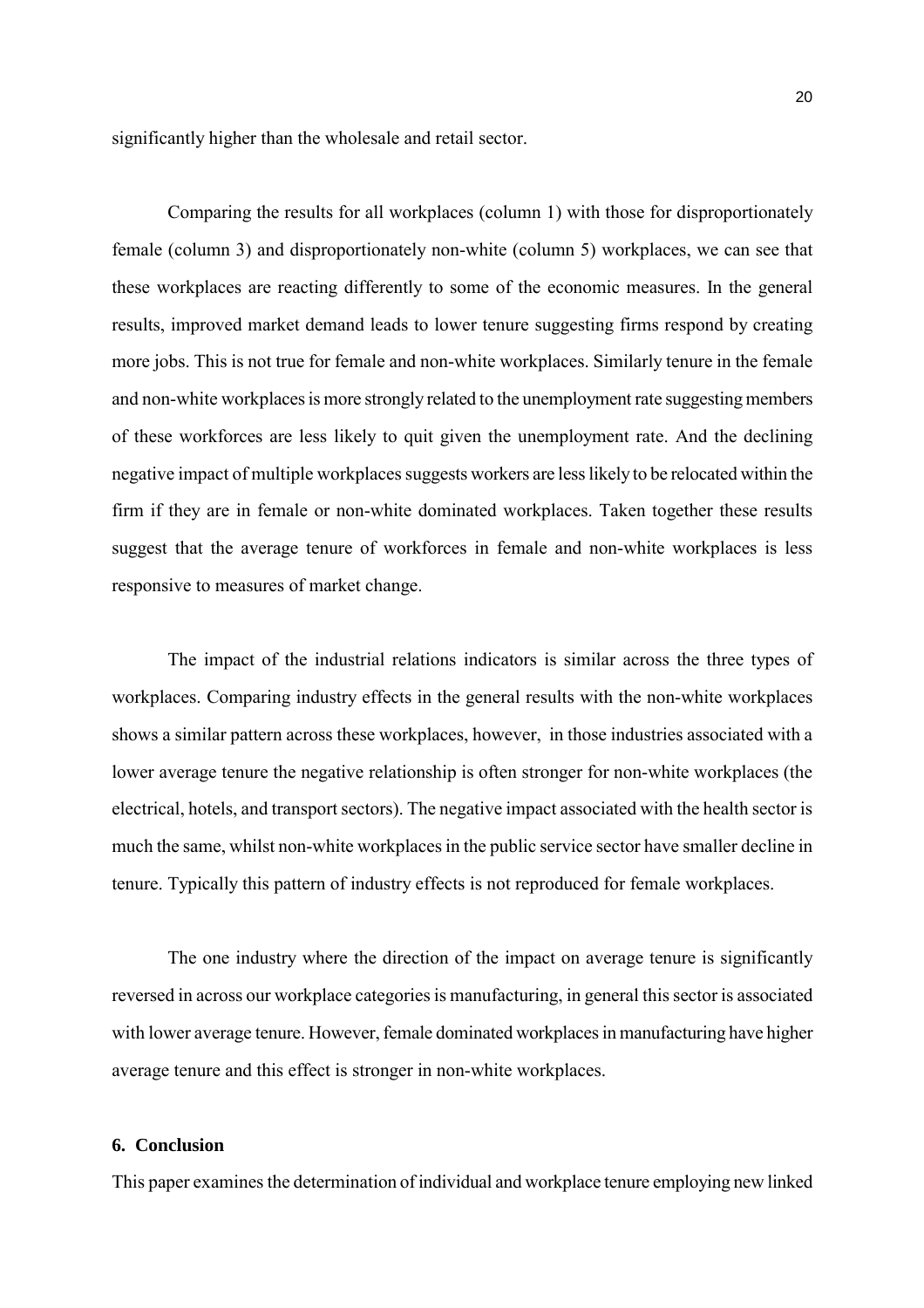significantly higher than the wholesale and retail sector.

Comparing the results for all workplaces (column 1) with those for disproportionately female (column 3) and disproportionately non-white (column 5) workplaces, we can see that these workplaces are reacting differently to some of the economic measures. In the general results, improved market demand leads to lower tenure suggesting firms respond by creating more jobs. This is not true for female and non-white workplaces. Similarly tenure in the female and non-white workplaces is more strongly related to the unemployment rate suggesting members of these workforces are less likely to quit given the unemployment rate. And the declining negative impact of multiple workplaces suggests workers are less likely to be relocated within the firm if they are in female or non-white dominated workplaces. Taken together these results suggest that the average tenure of workforces in female and non-white workplaces is less responsive to measures of market change.

The impact of the industrial relations indicators is similar across the three types of workplaces. Comparing industry effects in the general results with the non-white workplaces shows a similar pattern across these workplaces, however, in those industries associated with a lower average tenure the negative relationship is often stronger for non-white workplaces (the electrical, hotels, and transport sectors). The negative impact associated with the health sector is much the same, whilst non-white workplaces in the public service sector have smaller decline in tenure. Typically this pattern of industry effects is not reproduced for female workplaces.

The one industry where the direction of the impact on average tenure is significantly reversed in across our workplace categories is manufacturing, in general this sector is associated with lower average tenure. However, female dominated workplaces in manufacturing have higher average tenure and this effect is stronger in non-white workplaces.

## 6. Conclusion

This paper examines the determination of individual and workplace tenure employing new linked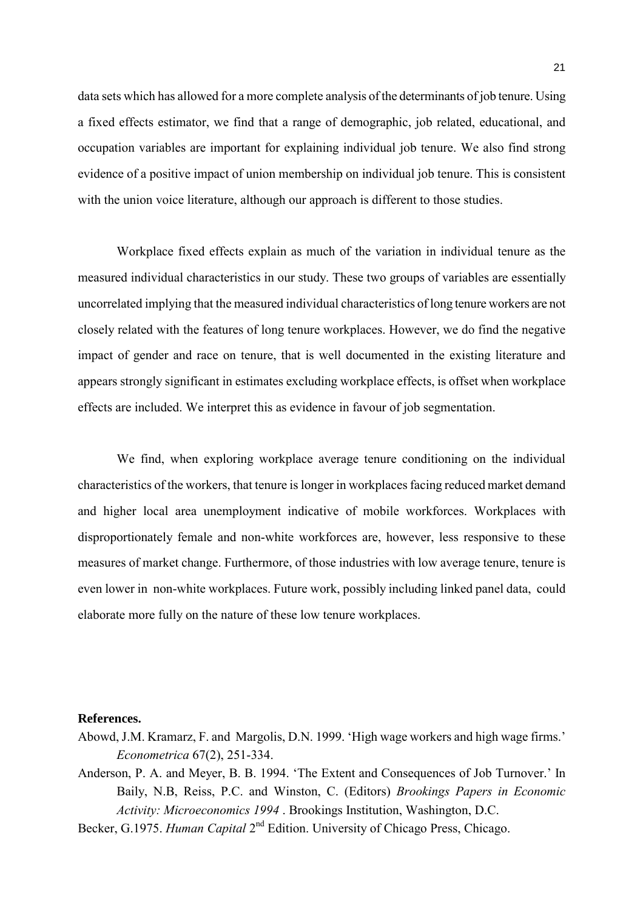data sets which has allowed for a more complete analysis of the determinants of job tenure. Using a fixed effects estimator, we find that a range of demographic, job related, educational, and occupation variables are important for explaining individual job tenure. We also find strong evidence of a positive impact of union membership on individual job tenure. This is consistent with the union voice literature, although our approach is different to those studies.

Workplace fixed effects explain as much of the variation in individual tenure as the measured individual characteristics in our study. These two groups of variables are essentially uncorrelated implying that the measured individual characteristics of long tenure workers are not closely related with the features of long tenure workplaces. However, we do find the negative impact of gender and race on tenure, that is well documented in the existing literature and appears strongly significant in estimates excluding workplace effects, is offset when workplace effects are included. We interpret this as evidence in favour of job segmentation.

We find, when exploring workplace average tenure conditioning on the individual characteristics of the workers, that tenure is longer in workplaces facing reduced market demand and higher local area unemployment indicative of mobile workforces. Workplaces with disproportionately female and non-white workforces are, however, less responsive to these measures of market change. Furthermore, of those industries with low average tenure, tenure is even lower in non-white workplaces. Future work, possibly including linked panel data, could elaborate more fully on the nature of these low tenure workplaces.

**References.**

Abowd, J.M. Kramarz, F. and Margolis, D.N. 1999. 'High wage workers and high wage firms.' *Econometrica* 67(2), 251-334.

Anderson, P. A. and Meyer, B. B. 1994. 'The Extent and Consequences of Job Turnover.' In Baily, N.B, Reiss, P.C. and Winston, C. (Editors) *Brookings Papers in Economic Activity: Microeconomics 1994* . Brookings Institution, Washington, D.C.

Becker, G.1975. *Human Capital* 2nd Edition. University of Chicago Press, Chicago.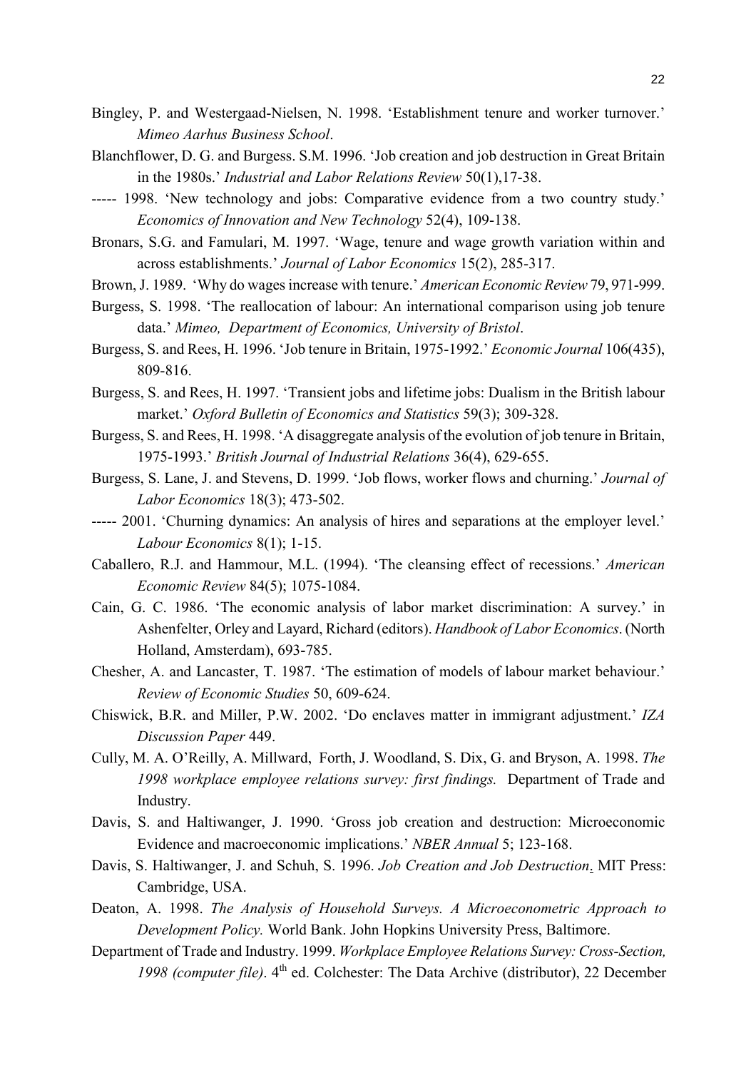Bingley, P. and Westergaad-Nielsen, N. 1998. 'Establishment tenure and worker turnover.' *Mimeo Aarhus Business School*.

Blanchflower, D. G. and Burgess. S.M. 1996. 'Job creation and job destruction in Great Britain in the 1980s.' *Industrial and Labor Relations Review* 50(1),17-38.

----- 1998. 'New technology and jobs: Comparative evidence from a two country study.' *Economics of Innovation and New Technology* 52(4), 109-138.

Bronars, S.G. and Famulari, M. 1997. 'Wage, tenure and wage growth variation within and across establishments.' *Journal of Labor Economics* 15(2), 285-317.

Brown, J. 1989. 'Why do wages increase with tenure.' *American Economic Review* 79, 971-999.

Burgess, S. 1998. 'The reallocation of labour: An international comparison using job tenure data.' *Mimeo, Department of Economics, University of Bristol*.

Burgess, S. and Rees, H. 1996. 'Job tenure in Britain, 1975-1992.' *Economic Journal* 106(435), 809-816.

Burgess, S. and Rees, H. 1997. 'Transient jobs and lifetime jobs: Dualism in the British labour market.' *Oxford Bulletin of Economics and Statistics* 59(3); 309-328.

Burgess, S. and Rees, H. 1998. 'A disaggregate analysis of the evolution of job tenure in Britain, 1975-1993.' *British Journal of Industrial Relations* 36(4), 629-655.

Burgess, S. Lane, J. and Stevens, D. 1999. 'Job flows, worker flows and churning.' *Journal of Labor Economics* 18(3); 473-502.

----- 2001. 'Churning dynamics: An analysis of hires and separations at the employer level.' *Labour Economics* 8(1); 1-15.

Caballero, R.J. and Hammour, M.L. (1994). 'The cleansing effect of recessions.' *American Economic Review* 84(5); 1075-1084.

Cain, G. C. 1986. 'The economic analysis of labor market discrimination: A survey.' in Ashenfelter, Orley and Layard, Richard (editors). *Handbook of Labor Economics*. (North Holland, Amsterdam), 693-785.

Chesher, A. and Lancaster, T. 1987. 'The estimation of models of labour market behaviour.' *Review of Economic Studies* 50, 609-624.

Chiswick, B.R. and Miller, P.W. 2002. 'Do enclaves matter in immigrant adjustment.' *IZA Discussion Paper* 449.

Cully, M. A. O'Reilly, A. Millward, Forth, J. Woodland, S. Dix, G. and Bryson, A. 1998. *The 1998 workplace employee relations survey: first findings.* Department of Trade and Industry.

Davis, S. and Haltiwanger, J. 1990. 'Gross job creation and destruction: Microeconomic Evidence and macroeconomic implications.' *NBER Annual* 5; 123-168.

Davis, S. Haltiwanger, J. and Schuh, S. 1996. *Job Creation and Job Destruction*. MIT Press: Cambridge, USA.

Deaton, A. 1998. *The Analysis of Household Surveys. A Microeconometric Approach to Development Policy.* World Bank. John Hopkins University Press, Baltimore.

Department of Trade and Industry. 1999. *Workplace Employee Relations Survey: Cross-Section, 1998 (computer file)*. 4th ed. Colchester: The Data Archive (distributor), 22 December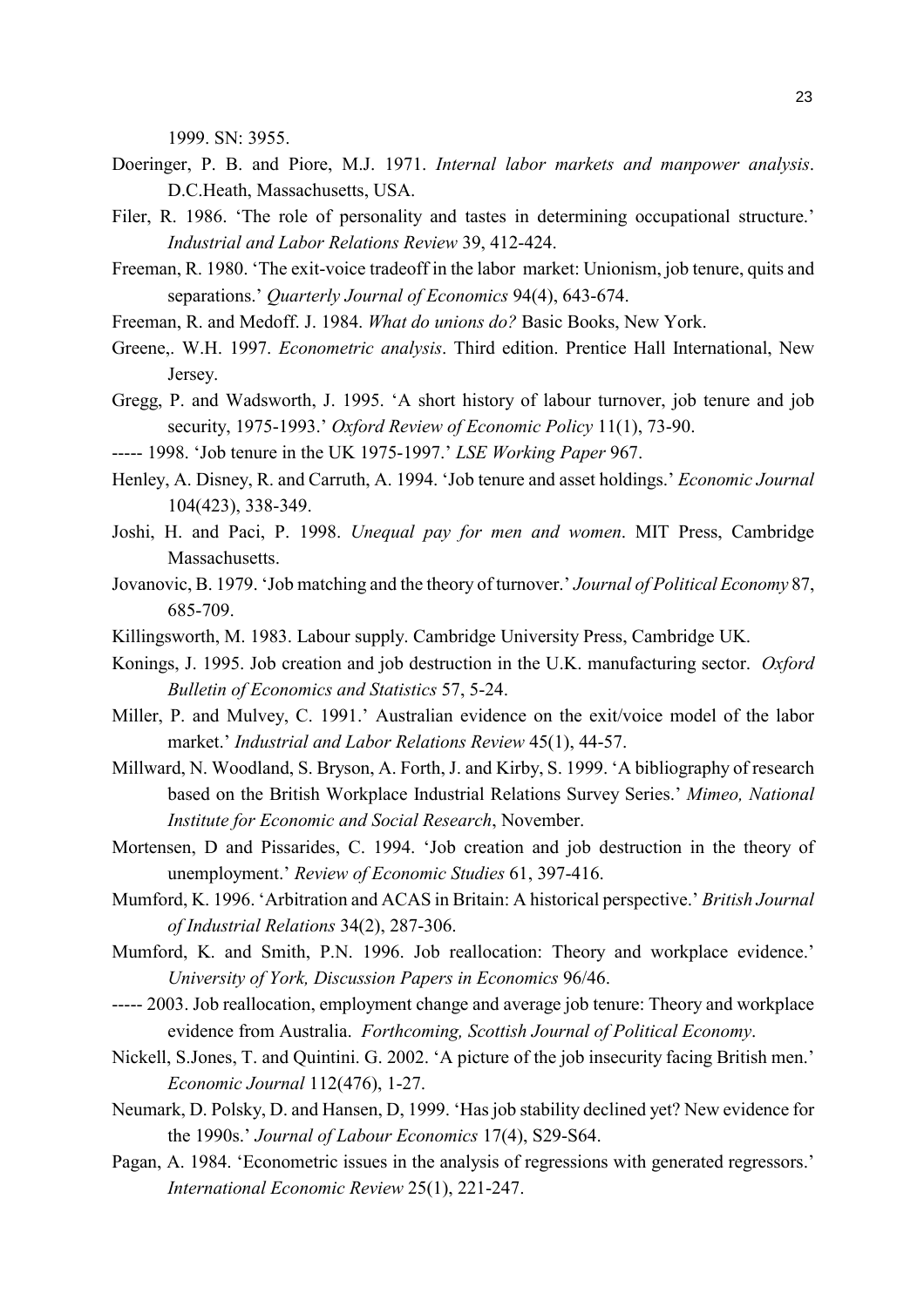1999. SN: 3955.

Doeringer, P. B. and Piore, M.J. 1971. *Internal labor markets and manpower analysis*. D.C.Heath, Massachusetts, USA.

Filer, R. 1986. 'The role of personality and tastes in determining occupational structure.' *Industrial and Labor Relations Review* 39, 412-424.

Freeman, R. 1980. 'The exit-voice tradeoff in the labor market: Unionism, job tenure, quits and separations.' *Quarterly Journal of Economics* 94(4), 643-674.

Freeman, R. and Medoff. J. 1984. *What do unions do?* Basic Books, New York.

Greene,. W.H. 1997. *Econometric analysis*. Third edition. Prentice Hall International, New Jersey.

Gregg, P. and Wadsworth, J. 1995. 'A short history of labour turnover, job tenure and job security, 1975-1993.' *Oxford Review of Economic Policy* 11(1), 73-90.

----- 1998. 'Job tenure in the UK 1975-1997.' *LSE Working Paper* 967.

Henley, A. Disney, R. and Carruth, A. 1994. 'Job tenure and asset holdings.' *Economic Journal* 104(423), 338-349.

Joshi, H. and Paci, P. 1998. *Unequal pay for men and women*. MIT Press, Cambridge Massachusetts.

Jovanovic, B. 1979. 'Job matching and the theory of turnover.' *Journal of Political Economy* 87, 685-709.

Killingsworth, M. 1983. Labour supply. Cambridge University Press, Cambridge UK.

Konings, J. 1995. Job creation and job destruction in the U.K. manufacturing sector. *Oxford Bulletin of Economics and Statistics* 57, 5-24.

Miller, P. and Mulvey, C. 1991.' Australian evidence on the exit/voice model of the labor market.' *Industrial and Labor Relations Review* 45(1), 44-57.

Millward, N. Woodland, S. Bryson, A. Forth, J. and Kirby, S. 1999. 'A bibliography of research based on the British Workplace Industrial Relations Survey Series.' *Mimeo, National Institute for Economic and Social Research*, November.

Mortensen, D and Pissarides, C. 1994. 'Job creation and job destruction in the theory of unemployment.' *Review of Economic Studies* 61, 397-416.

Mumford, K. 1996. 'Arbitration and ACAS in Britain: A historical perspective.' *British Journal of Industrial Relations* 34(2), 287-306.

Mumford, K. and Smith, P.N. 1996. Job reallocation: Theory and workplace evidence.' *University of York, Discussion Papers in Economics* 96/46.

----- 2003. Job reallocation, employment change and average job tenure: Theory and workplace evidence from Australia. *Forthcoming, Scottish Journal of Political Economy*.

Nickell, S.Jones, T. and Quintini. G. 2002. 'A picture of the job insecurity facing British men.' *Economic Journal* 112(476), 1-27.

Neumark, D. Polsky, D. and Hansen, D, 1999. 'Has job stability declined yet? New evidence for the 1990s.' *Journal of Labour Economics* 17(4), S29-S64.

Pagan, A. 1984. 'Econometric issues in the analysis of regressions with generated regressors.' *International Economic Review* 25(1), 221-247.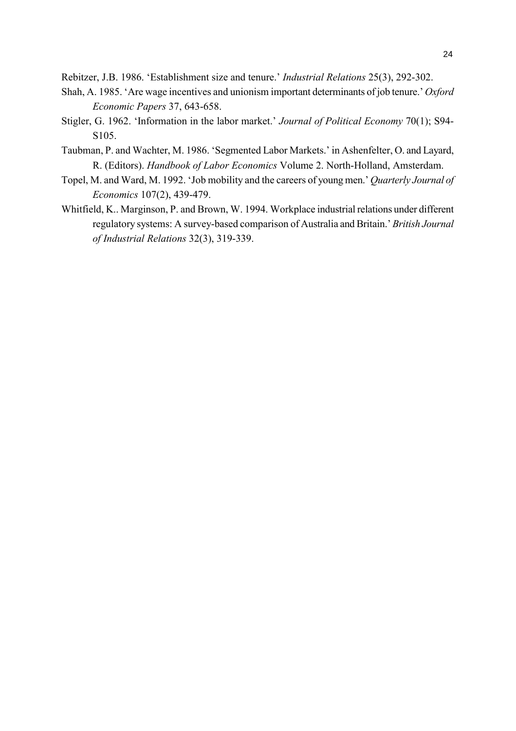Rebitzer, J.B. 1986. 'Establishment size and tenure.' *Industrial Relations* 25(3), 292-302.

Shah, A. 1985. 'Are wage incentives and unionism important determinants of job tenure.' *Oxford Economic Papers* 37, 643-658.

Stigler, G. 1962. 'Information in the labor market.' *Journal of Political Economy* 70(1); S94-S105.

Taubman, P. and Wachter, M. 1986. 'Segmented Labor Markets.' in Ashenfelter, O. and Layard, R. (Editors). *Handbook of Labor Economics* Volume 2. North-Holland, Amsterdam.

Topel, M. and Ward, M. 1992. 'Job mobility and the careers of young men.' *Quarterly Journal of Economics* 107(2), 439-479.

Whitfield, K.. Marginson, P. and Brown, W. 1994. Workplace industrial relations under different regulatory systems: A survey-based comparison of Australia and Britain.' *British Journal of Industrial Relations* 32(3), 319-339.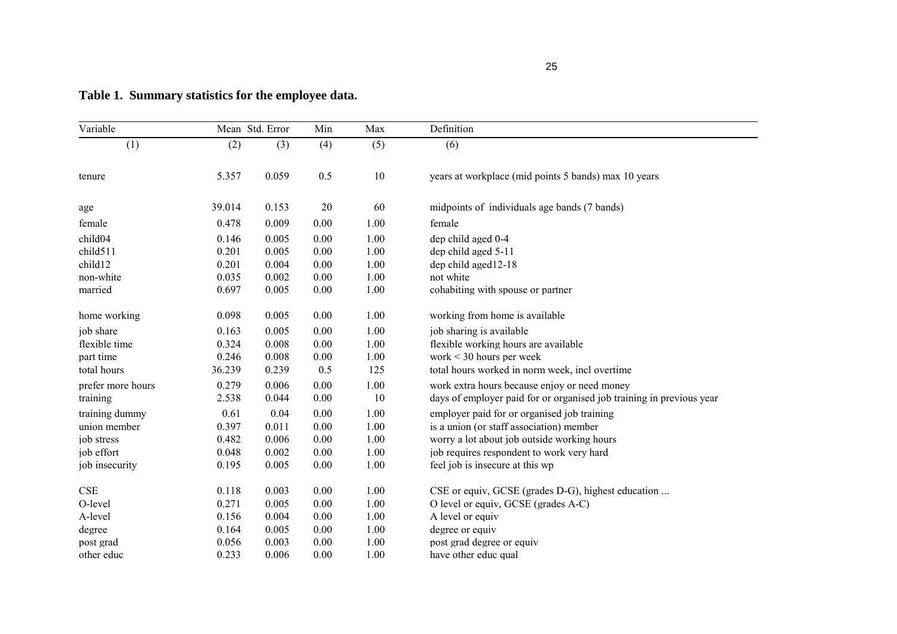**Table 1. Summary statistics for the employee data.**

| Variable | Mean | Std. Error | Min | Max | Definition |
|---|---|---|---|---|---|
| (1) | (2) | (3) | (4) | (5) | (6) |
| tenure | 5.357 | 0.059 | 0.5 | 10 | years at workplace (mid points 5 bands) max 10 years |
| age | 39.014 | 0.153 | 20 | 60 | midpoints of individuals age bands (7 bands) |
| female | 0.478 | 0.009 | 0.00 | 1.00 | female |
| child04 | 0.146 | 0.005 | 0.00 | 1.00 | dep child aged 0-4 |
| child511 | 0.201 | 0.005 | 0.00 | 1.00 | dep child aged 5-11 |
| child12 | 0.201 | 0.004 | 0.00 | 1.00 | dep child aged12-18 |
| non-white | 0.035 | 0.002 | 0.00 | 1.00 | not white |
| married | 0.697 | 0.005 | 0.00 | 1.00 | cohabiting with spouse or partner |
| home working | 0.098 | 0.005 | 0.00 | 1.00 | working from home is available |
| job share | 0.163 | 0.005 | 0.00 | 1.00 | job sharing is available |
| flexible time | 0.324 | 0.008 | 0.00 | 1.00 | flexible working hours are available |
| part time | 0.246 | 0.008 | 0.00 | 1.00 | work < 30 hours per week |
| total hours | 36.239 | 0.239 | 0.5 | 125 | total hours worked in norm week, incl overtime |
| prefer more hours | 0.279 | 0.006 | 0.00 | 1.00 | work extra hours because enjoy or need money |
| training | 2.538 | 0.044 | 0.00 | 10 | days of employer paid for or organised job training in previous year |
| training dummy | 0.61 | 0.04 | 0.00 | 1.00 | employer paid for or organised job training |
| union member | 0.397 | 0.011 | 0.00 | 1.00 | is a union (or staff association) member |
| job stress | 0.482 | 0.006 | 0.00 | 1.00 | worry a lot about job outside working hours |
| job effort | 0.048 | 0.002 | 0.00 | 1.00 | job requires respondent to work very hard |
| job insecurity | 0.195 | 0.005 | 0.00 | 1.00 | feel job is insecure at this wp |
| CSE | 0.118 | 0.003 | 0.00 | 1.00 | CSE or equiv, GCSE (grades D-G), highest education ... |
| O-level | 0.271 | 0.005 | 0.00 | 1.00 | O level or equiv, GCSE (grades A-C) |
| A-level | 0.156 | 0.004 | 0.00 | 1.00 | A level or equiv |
| degree | 0.164 | 0.005 | 0.00 | 1.00 | degree or equiv |
| post grad | 0.056 | 0.003 | 0.00 | 1.00 | post grad degree or equiv |
| other educ | 0.233 | 0.006 | 0.00 | 1.00 | have other educ qual |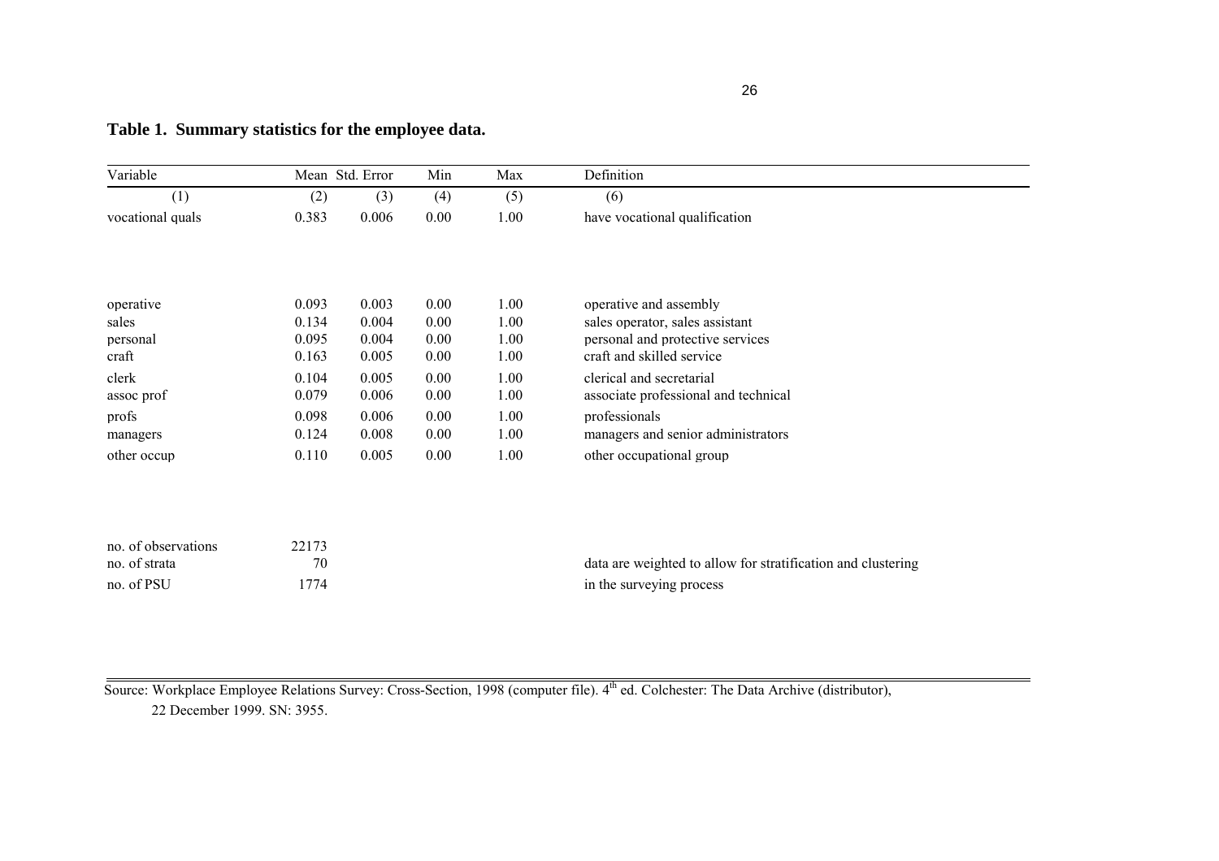**Table 1. Summary statistics for the employee data.**

| Variable | Mean | Std. Error | Min | Max | Definition |
|---|---|---|---|---|---|
| (1) | (2) | (3) | (4) | (5) | (6) |
| vocational quals | 0.383 | 0.006 | 0.00 | 1.00 | have vocational qualification |
| | | | | | |
| operative | 0.093 | 0.003 | 0.00 | 1.00 | operative and assembly |
| sales | 0.134 | 0.004 | 0.00 | 1.00 | sales operator, sales assistant |
| personal | 0.095 | 0.004 | 0.00 | 1.00 | personal and protective services |
| craft | 0.163 | 0.005 | 0.00 | 1.00 | craft and skilled service |
| clerk | 0.104 | 0.005 | 0.00 | 1.00 | clerical and secretarial |
| assoc prof | 0.079 | 0.006 | 0.00 | 1.00 | associate professional and technical |
| profs | 0.098 | 0.006 | 0.00 | 1.00 | professionals |
| managers | 0.124 | 0.008 | 0.00 | 1.00 | managers and senior administrators |
| other occup | 0.110 | 0.005 | 0.00 | 1.00 | other occupational group |
| | | | | | |
| no. of observations | 22173 | | | | |
| no. of strata | 70 | | | | data are weighted to allow for stratification and clustering |
| no. of PSU | 1774 | | | | in the surveying process |

Source: Workplace Employee Relations Survey: Cross-Section, 1998 (computer file). 4[th] ed. Colchester: The Data Archive (distributor), 22 December 1999. SN: 3955.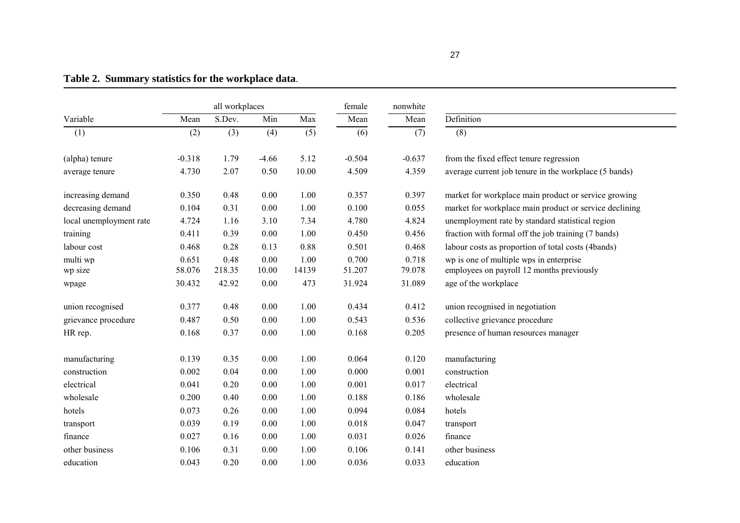**Table 2. Summary statistics for the workplace data**.

| | all workplaces | | | | female | nonwhite | |
|---|---|---|---|---|---|---|---|
| Variable | Mean | S.Dev. | Min | Max | Mean | Mean | Definition |
| (1) | (2) | (3) | (4) | (5) | (6) | (7) | (8) |
| (alpha) tenure | -0.318 | 1.79 | -4.66 | 5.12 | -0.504 | -0.637 | from the fixed effect tenure regression |
| average tenure | 4.730 | 2.07 | 0.50 | 10.00 | 4.509 | 4.359 | average current job tenure in the workplace (5 bands) |
| increasing demand | 0.350 | 0.48 | 0.00 | 1.00 | 0.357 | 0.397 | market for workplace main product or service growing |
| decreasing demand | 0.104 | 0.31 | 0.00 | 1.00 | 0.100 | 0.055 | market for workplace main product or service declining |
| local unemployment rate | 4.724 | 1.16 | 3.10 | 7.34 | 4.780 | 4.824 | unemployment rate by standard statistical region |
| training | 0.411 | 0.39 | 0.00 | 1.00 | 0.450 | 0.456 | fraction with formal off the job training (7 bands) |
| labour cost | 0.468 | 0.28 | 0.13 | 0.88 | 0.501 | 0.468 | labour costs as proportion of total costs (4bands) |
| multi wp | 0.651 | 0.48 | 0.00 | 1.00 | 0.700 | 0.718 | wp is one of multiple wps in enterprise |
| wp size | 58.076 | 218.35 | 10.00 | 14139 | 51.207 | 79.078 | employees on payroll 12 months previously |
| wpage | 30.432 | 42.92 | 0.00 | 473 | 31.924 | 31.089 | age of the workplace |
| union recognised | 0.377 | 0.48 | 0.00 | 1.00 | 0.434 | 0.412 | union recognised in negotiation |
| grievance procedure | 0.487 | 0.50 | 0.00 | 1.00 | 0.543 | 0.536 | collective grievance procedure |
| HR rep. | 0.168 | 0.37 | 0.00 | 1.00 | 0.168 | 0.205 | presence of human resources manager |
| manufacturing | 0.139 | 0.35 | 0.00 | 1.00 | 0.064 | 0.120 | manufacturing |
| construction | 0.002 | 0.04 | 0.00 | 1.00 | 0.000 | 0.001 | construction |
| electrical | 0.041 | 0.20 | 0.00 | 1.00 | 0.001 | 0.017 | electrical |
| wholesale | 0.200 | 0.40 | 0.00 | 1.00 | 0.188 | 0.186 | wholesale |
| hotels | 0.073 | 0.26 | 0.00 | 1.00 | 0.094 | 0.084 | hotels |
| transport | 0.039 | 0.19 | 0.00 | 1.00 | 0.018 | 0.047 | transport |
| finance | 0.027 | 0.16 | 0.00 | 1.00 | 0.031 | 0.026 | finance |
| other business | 0.106 | 0.31 | 0.00 | 1.00 | 0.106 | 0.141 | other business |
| education | 0.043 | 0.20 | 0.00 | 1.00 | 0.036 | 0.033 | education |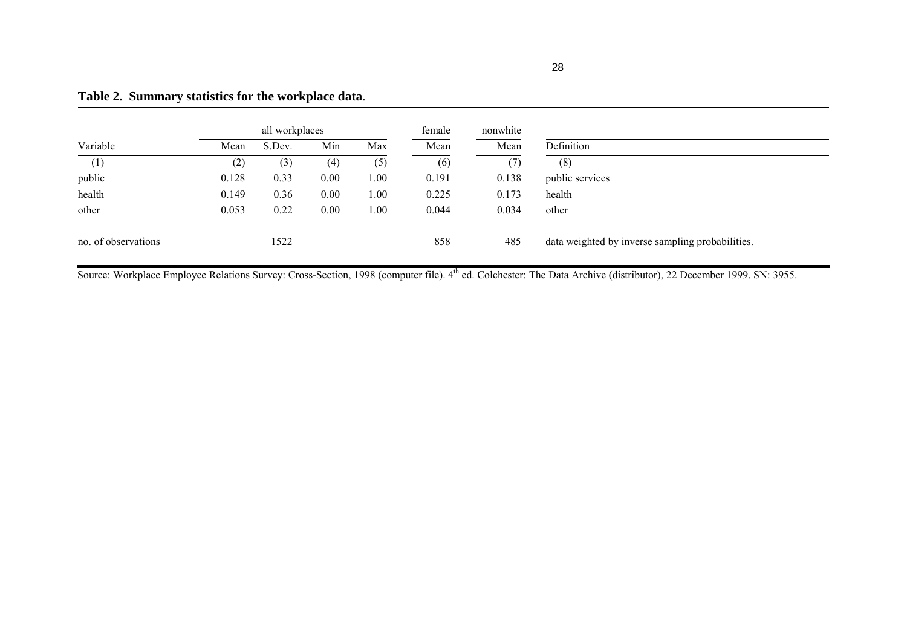**Table 2. Summary statistics for the workplace data**.

| | all workplaces | | | | female | nonwhite | |
|---|---|---|---|---|---|---|---|
| Variable | Mean | S.Dev. | Min | Max | Mean | Mean | Definition |
| (1) | (2) | (3) | (4) | (5) | (6) | (7) | (8) |
| public | 0.128 | 0.33 | 0.00 | 1.00 | 0.191 | 0.138 | public services |
| health | 0.149 | 0.36 | 0.00 | 1.00 | 0.225 | 0.173 | health |
| other | 0.053 | 0.22 | 0.00 | 1.00 | 0.044 | 0.034 | other |
| no. of observations | | 1522 | | | 858 | 485 | data weighted by inverse sampling probabilities. |

Source: Workplace Employee Relations Survey: Cross-Section, 1998 (computer file). 4th ed. Colchester: The Data Archive (distributor), 22 December 1999. SN: 3955.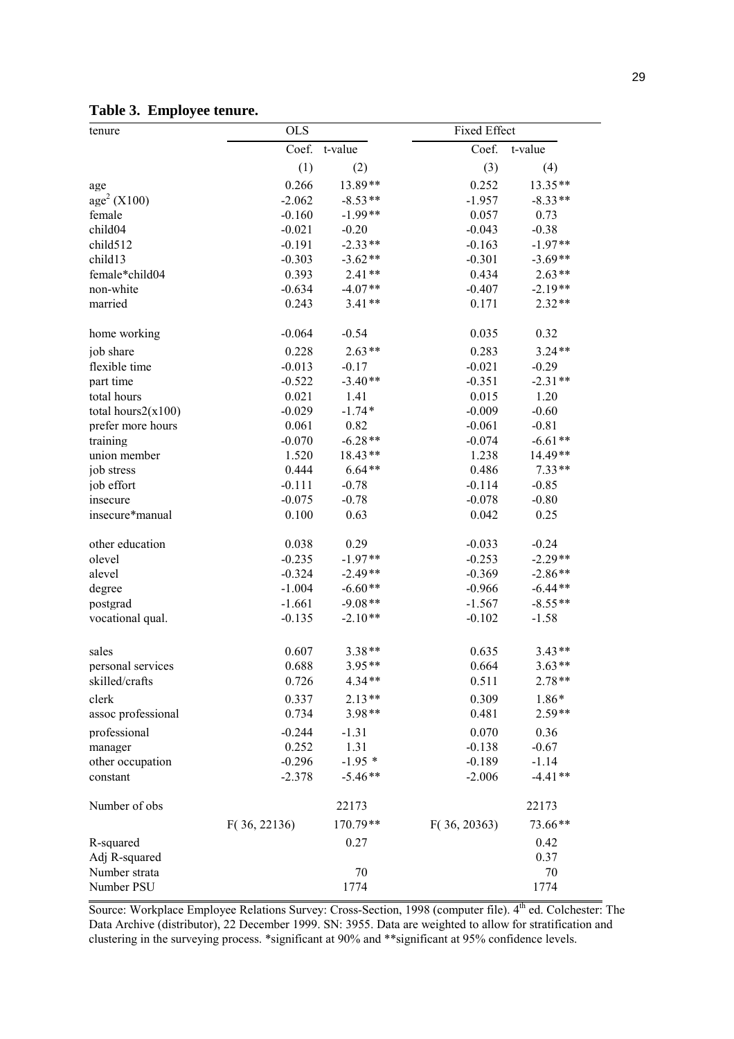**Table 3. Employee tenure.**

| tenure | OLS | | Fixed Effect | |
|---|---|---|---|---|
| | Coef. | t-value | Coef. | t-value |
| | (1) | (2) | (3) | (4) |
| age | 0.266 | 13.89** | 0.252 | 13.35** |
| age$^2$ (X100) | -2.062 | -8.53** | -1.957 | -8.33** |
| female | -0.160 | -1.99** | 0.057 | 0.73 |
| child04 | -0.021 | -0.20 | -0.043 | -0.38 |
| child512 | -0.191 | -2.33** | -0.163 | -1.97** |
| child13 | -0.303 | -3.62** | -0.301 | -3.69** |
| female*child04 | 0.393 | 2.41** | 0.434 | 2.63** |
| non-white | -0.634 | -4.07** | -0.407 | -2.19** |
| married | 0.243 | 3.41** | 0.171 | 2.32** |
| home working | -0.064 | -0.54 | 0.035 | 0.32 |
| job share | 0.228 | 2.63** | 0.283 | 3.24** |
| flexible time | -0.013 | -0.17 | -0.021 | -0.29 |
| part time | -0.522 | -3.40** | -0.351 | -2.31** |
| total hours | 0.021 | 1.41 | 0.015 | 1.20 |
| total hours2(x100) | -0.029 | -1.74* | -0.009 | -0.60 |
| prefer more hours | 0.061 | 0.82 | -0.061 | -0.81 |
| training | -0.070 | -6.28** | -0.074 | -6.61** |
| union member | 1.520 | 18.43** | 1.238 | 14.49** |
| job stress | 0.444 | 6.64** | 0.486 | 7.33** |
| job effort | -0.111 | -0.78 | -0.114 | -0.85 |
| insecure | -0.075 | -0.78 | -0.078 | -0.80 |
| insecure*manual | 0.100 | 0.63 | 0.042 | 0.25 |
| other education | 0.038 | 0.29 | -0.033 | -0.24 |
| olevel | -0.235 | -1.97** | -0.253 | -2.29** |
| alevel | -0.324 | -2.49** | -0.369 | -2.86** |
| degree | -1.004 | -6.60** | -0.966 | -6.44** |
| postgrad | -1.661 | -9.08** | -1.567 | -8.55** |
| vocational qual. | -0.135 | -2.10** | -0.102 | -1.58 |
| sales | 0.607 | 3.38** | 0.635 | 3.43** |
| personal services | 0.688 | 3.95** | 0.664 | 3.63** |
| skilled/crafts | 0.726 | 4.34** | 0.511 | 2.78** |
| clerk | 0.337 | 2.13** | 0.309 | 1.86* |
| assoc professional | 0.734 | 3.98** | 0.481 | 2.59** |
| professional | -0.244 | -1.31 | 0.070 | 0.36 |
| manager | 0.252 | 1.31 | -0.138 | -0.67 |
| other occupation | -0.296 | -1.95 * | -0.189 | -1.14 |
| constant | -2.378 | -5.46** | -2.006 | -4.41** |
| Number of obs | | 22173 | | 22173 |
| | F( 36, 22136) | 170.79** | F( 36, 20363) | 73.66** |
| R-squared | | 0.27 | | 0.42 |
| Adj R-squared | | | | 0.37 |
| Number strata | | 70 | | 70 |
| Number PSU | | 1774 | | 1774 |

Source: Workplace Employee Relations Survey: Cross-Section, 1998 (computer file). 4th ed. Colchester: The Data Archive (distributor), 22 December 1999. SN: 3955. Data are weighted to allow for stratification and clustering in the surveying process. *significant at 90% and **significant at 95% confidence levels.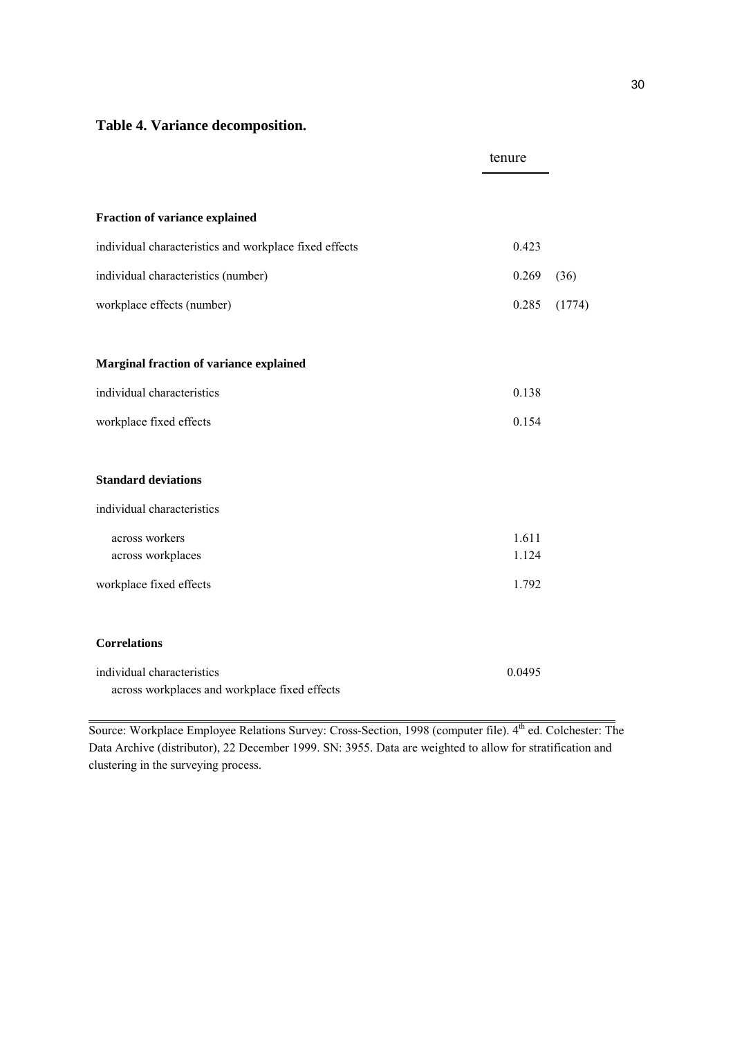## Table 4. Variance decomposition.

| | tenure | |
|---|---|---|
| **Fraction of variance explained** | | |
| individual characteristics and workplace fixed effects | 0.423 | |
| individual characteristics (number) | 0.269 | (36) |
| workplace effects (number) | 0.285 | (1774) |
| **Marginal fraction of variance explained** | | |
| individual characteristics | 0.138 | |
| workplace fixed effects | 0.154 | |
| **Standard deviations** | | |
| individual characteristics | | |
| across workers | 1.611 | |
| across workplaces | 1.124 | |
| workplace fixed effects | 1.792 | |
| **Correlations** | | |
| individual characteristics across workplaces and workplace fixed effects | 0.0495 | |

Source: Workplace Employee Relations Survey: Cross-Section, 1998 (computer file). 4th ed. Colchester: The Data Archive (distributor), 22 December 1999. SN: 3955. Data are weighted to allow for stratification and clustering in the surveying process.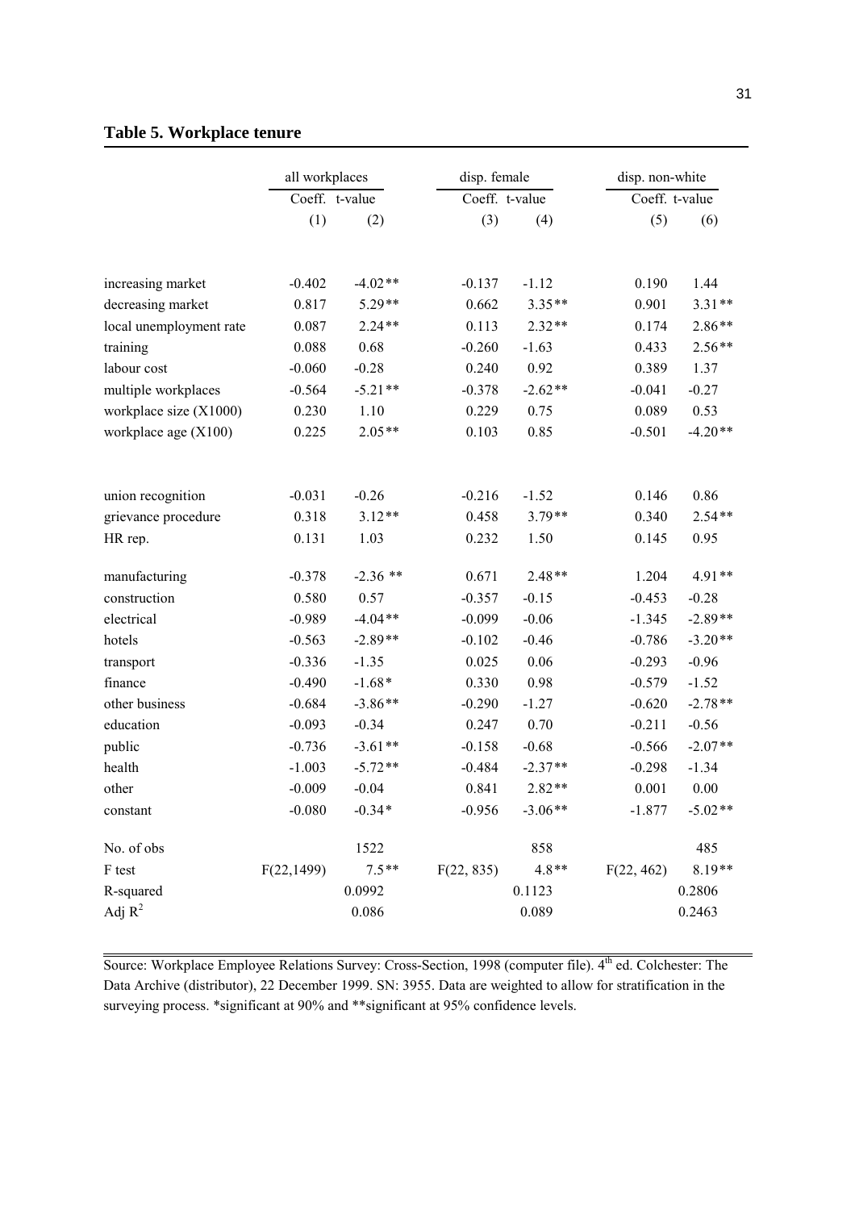## Table 5. Workplace tenure

| | all workplaces | | disp. female | | disp. non-white | |
|---|---|---|---|---|---|---|
| | Coeff. | t-value | Coeff. | t-value | Coeff. | t-value |
| | (1) | (2) | (3) | (4) | (5) | (6) |
| increasing market | -0.402 | -4.02** | -0.137 | -1.12 | 0.190 | 1.44 |
| decreasing market | 0.817 | 5.29** | 0.662 | 3.35** | 0.901 | 3.31** |
| local unemployment rate | 0.087 | 2.24** | 0.113 | 2.32** | 0.174 | 2.86** |
| training | 0.088 | 0.68 | -0.260 | -1.63 | 0.433 | 2.56** |
| labour cost | -0.060 | -0.28 | 0.240 | 0.92 | 0.389 | 1.37 |
| multiple workplaces | -0.564 | -5.21** | -0.378 | -2.62** | -0.041 | -0.27 |
| workplace size (X1000) | 0.230 | 1.10 | 0.229 | 0.75 | 0.089 | 0.53 |
| workplace age (X100) | 0.225 | 2.05** | 0.103 | 0.85 | -0.501 | -4.20** |
| union recognition | -0.031 | -0.26 | -0.216 | -1.52 | 0.146 | 0.86 |
| grievance procedure | 0.318 | 3.12** | 0.458 | 3.79** | 0.340 | 2.54** |
| HR rep. | 0.131 | 1.03 | 0.232 | 1.50 | 0.145 | 0.95 |
| manufacturing | -0.378 | -2.36 ** | 0.671 | 2.48** | 1.204 | 4.91** |
| construction | 0.580 | 0.57 | -0.357 | -0.15 | -0.453 | -0.28 |
| electrical | -0.989 | -4.04** | -0.099 | -0.06 | -1.345 | -2.89** |
| hotels | -0.563 | -2.89** | -0.102 | -0.46 | -0.786 | -3.20** |
| transport | -0.336 | -1.35 | 0.025 | 0.06 | -0.293 | -0.96 |
| finance | -0.490 | -1.68* | 0.330 | 0.98 | -0.579 | -1.52 |
| other business | -0.684 | -3.86** | -0.290 | -1.27 | -0.620 | -2.78** |
| education | -0.093 | -0.34 | 0.247 | 0.70 | -0.211 | -0.56 |
| public | -0.736 | -3.61** | -0.158 | -0.68 | -0.566 | -2.07** |
| health | -1.003 | -5.72** | -0.484 | -2.37** | -0.298 | -1.34 |
| other | -0.009 | -0.04 | 0.841 | 2.82** | 0.001 | 0.00 |
| constant | -0.080 | -0.34* | -0.956 | -3.06** | -1.877 | -5.02** |
| No. of obs | | 1522 | | 858 | | 485 |
| F test | F(22,1499) | 7.5** | F(22, 835) | 4.8** | F(22, 462) | 8.19** |
| R-squared | | 0.0992 | | 0.1123 | | 0.2806 |
| Adj $R^2$ | | 0.086 | | 0.089 | | 0.2463 |

Source: Workplace Employee Relations Survey: Cross-Section, 1998 (computer file). 4th ed. Colchester: The Data Archive (distributor), 22 December 1999. SN: 3955. Data are weighted to allow for stratification in the surveying process. *significant at 90% and **significant at 95% confidence levels.